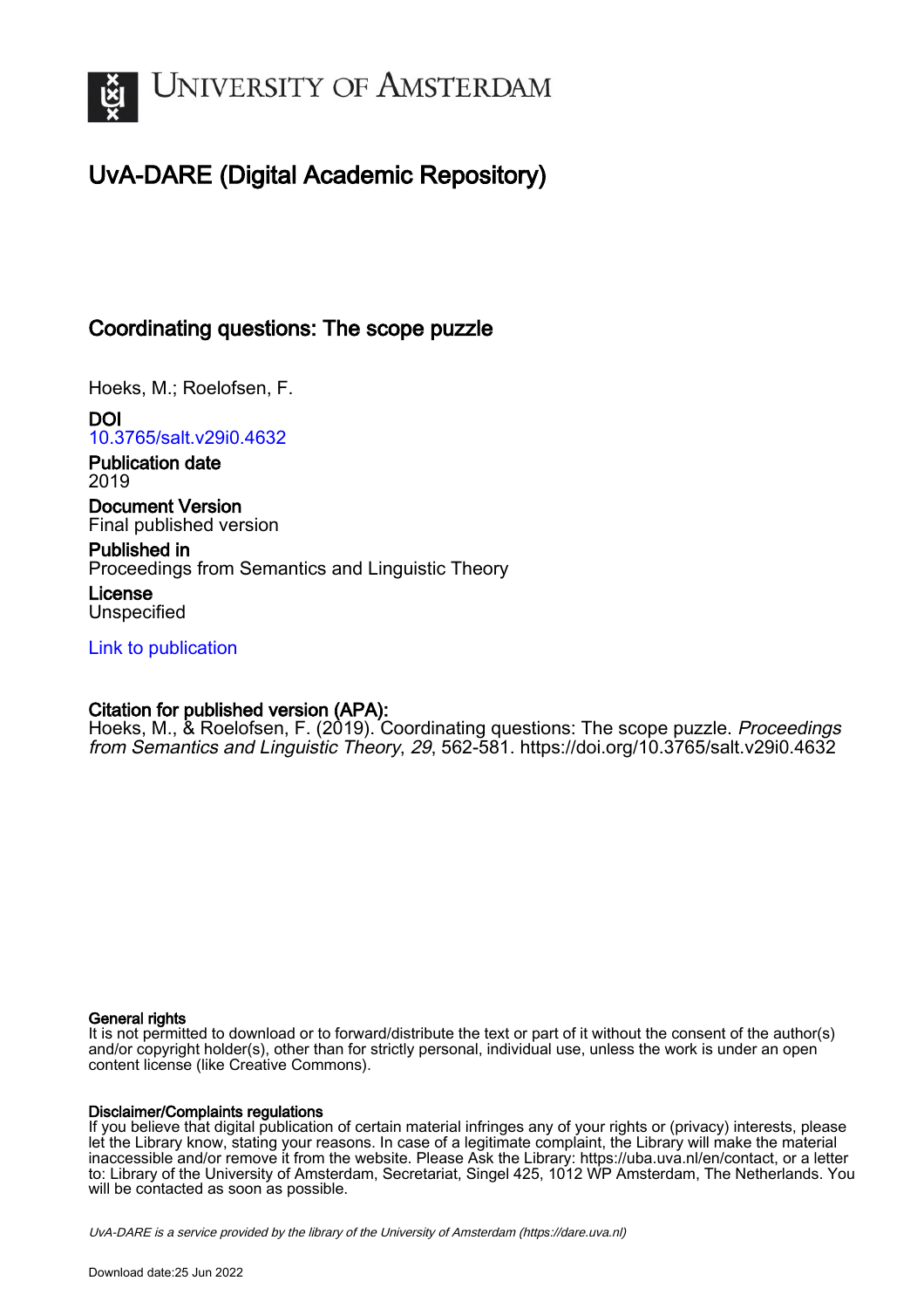# University of Amsterdam

## UvA-DARE (Digital Academic Repository)

### Coordinating questions: The scope puzzle

Hoeks, M.; Roelofsen, F.

**DOI**
10.3765/salt.v29i0.4632

**Publication date**
2019

**Document Version**
Final published version

**Published in**
Proceedings from Semantics and Linguistic Theory

**License**
Unspecified

Link to publication

**Citation for published version (APA):**
Hoeks, M., & Roelofsen, F. (2019). Coordinating questions: The scope puzzle. *Proceedings from Semantics and Linguistic Theory*, *29*, 562-581. https://doi.org/10.3765/salt.v29i0.4632

**General rights**
It is not permitted to download or to forward/distribute the text or part of it without the consent of the author(s) and/or copyright holder(s), other than for strictly personal, individual use, unless the work is under an open content license (like Creative Commons).

**Disclaimer/Complaints regulations**
If you believe that digital publication of certain material infringes any of your rights or (privacy) interests, please let the Library know, stating your reasons. In case of a legitimate complaint, the Library will make the material inaccessible and/or remove it from the website. Please Ask the Library: https://uba.uva.nl/en/contact, or a letter to: Library of the University of Amsterdam, Secretariat, Singel 425, 1012 WP Amsterdam, The Netherlands. You will be contacted as soon as possible.

UvA-DARE is a service provided by the library of the University of Amsterdam (https://dare.uva.nl)

Download date:25 Jun 2022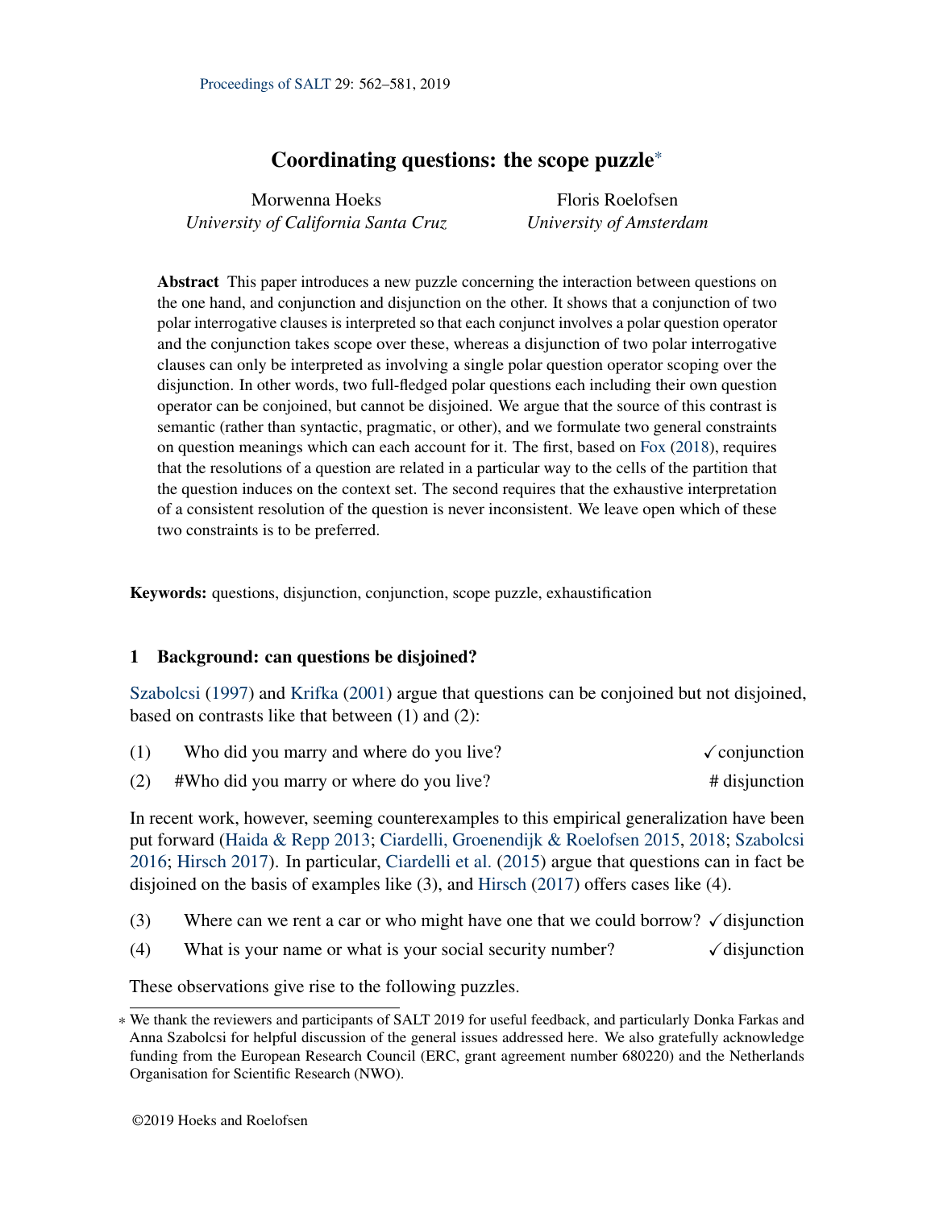# Coordinating questions: the scope puzzle*

Morwenna Hoeks
*University of California Santa Cruz*

Floris Roelofsen
*University of Amsterdam*

**Abstract** This paper introduces a new puzzle concerning the interaction between questions on the one hand, and conjunction and disjunction on the other. It shows that a conjunction of two polar interrogative clauses is interpreted so that each conjunct involves a polar question operator and the conjunction takes scope over these, whereas a disjunction of two polar interrogative clauses can only be interpreted as involving a single polar question operator scoping over the disjunction. In other words, two full-fledged polar questions each including their own question operator can be conjoined, but cannot be disjoined. We argue that the source of this contrast is semantic (rather than syntactic, pragmatic, or other), and we formulate two general constraints on question meanings which can each account for it. The first, based on Fox (2018), requires that the resolutions of a question are related in a particular way to the cells of the partition that the question induces on the context set. The second requires that the exhaustive interpretation of a consistent resolution of the question is never inconsistent. We leave open which of these two constraints is to be preferred.

**Keywords:** questions, disjunction, conjunction, scope puzzle, exhaustification

## 1 Background: can questions be disjoined?

Szabolcsi (1997) and Krifka (2001) argue that questions can be conjoined but not disjoined, based on contrasts like that between (1) and (2):

(1) Who did you marry and where do you live? ✓conjunction

(2) #Who did you marry or where do you live? # disjunction

In recent work, however, seeming counterexamples to this empirical generalization have been put forward (Haida & Repp 2013; Ciardelli, Groenendijk & Roelofsen 2015, 2018; Szabolcsi 2016; Hirsch 2017). In particular, Ciardelli et al. (2015) argue that questions can in fact be disjoined on the basis of examples like (3), and Hirsch (2017) offers cases like (4).

(3) Where can we rent a car or who might have one that we could borrow? ✓disjunction

(4) What is your name or what is your social security number? ✓disjunction

These observations give rise to the following puzzles.

---

* We thank the reviewers and participants of SALT 2019 for useful feedback, and particularly Donka Farkas and Anna Szabolcsi for helpful discussion of the general issues addressed here. We also gratefully acknowledge funding from the European Research Council (ERC, grant agreement number 680220) and the Netherlands Organisation for Scientific Research (NWO).

©2019 Hoeks and Roelofsen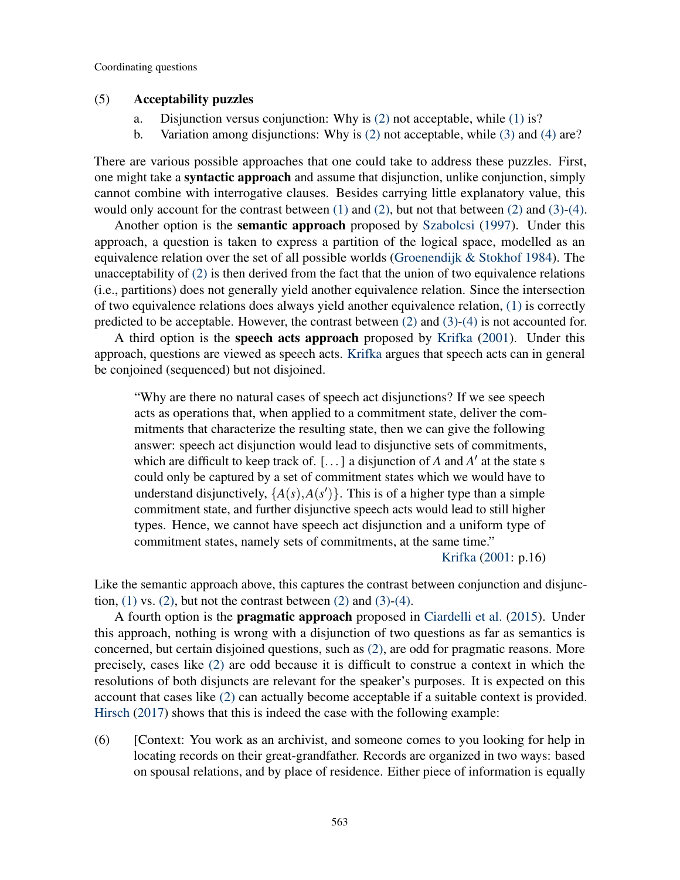(5) **Acceptability puzzles**

a. Disjunction versus conjunction: Why is (2) not acceptable, while (1) is?
b. Variation among disjunctions: Why is (2) not acceptable, while (3) and (4) are?

There are various possible approaches that one could take to address these puzzles. First, one might take a **syntactic approach** and assume that disjunction, unlike conjunction, simply cannot combine with interrogative clauses. Besides carrying little explanatory value, this would only account for the contrast between (1) and (2), but not that between (2) and (3)-(4).

Another option is the **semantic approach** proposed by Szabolcsi (1997). Under this approach, a question is taken to express a partition of the logical space, modelled as an equivalence relation over the set of all possible worlds (Groenendijk & Stokhof 1984). The unacceptability of (2) is then derived from the fact that the union of two equivalence relations (i.e., partitions) does not generally yield another equivalence relation. Since the intersection of two equivalence relations does always yield another equivalence relation, (1) is correctly predicted to be acceptable. However, the contrast between (2) and (3)-(4) is not accounted for.

A third option is the **speech acts approach** proposed by Krifka (2001). Under this approach, questions are viewed as speech acts. Krifka argues that speech acts can in general be conjoined (sequenced) but not disjoined.

> "Why are there no natural cases of speech act disjunctions? If we see speech acts as operations that, when applied to a commitment state, deliver the commitments that characterize the resulting state, then we can give the following answer: speech act disjunction would lead to disjunctive sets of commitments, which are difficult to keep track of. [...] a disjunction of $A$ and $A'$ at the state s could only be captured by a set of commitment states which we would have to understand disjunctively, $\{A(s), A(s')\}$. This is of a higher type than a simple commitment state, and further disjunctive speech acts would lead to still higher types. Hence, we cannot have speech act disjunction and a uniform type of commitment states, namely sets of commitments, at the same time."
>
> Krifka (2001: p.16)

Like the semantic approach above, this captures the contrast between conjunction and disjunction, (1) vs. (2), but not the contrast between (2) and (3)-(4).

A fourth option is the **pragmatic approach** proposed in Ciardelli et al. (2015). Under this approach, nothing is wrong with a disjunction of two questions as far as semantics is concerned, but certain disjoined questions, such as (2), are odd for pragmatic reasons. More precisely, cases like (2) are odd because it is difficult to construe a context in which the resolutions of both disjuncts are relevant for the speaker's purposes. It is expected on this account that cases like (2) can actually become acceptable if a suitable context is provided. Hirsch (2017) shows that this is indeed the case with the following example:

(6) [Context: You work as an archivist, and someone comes to you looking for help in locating records on their great-grandfather. Records are organized in two ways: based on spousal relations, and by place of residence. Either piece of information is equally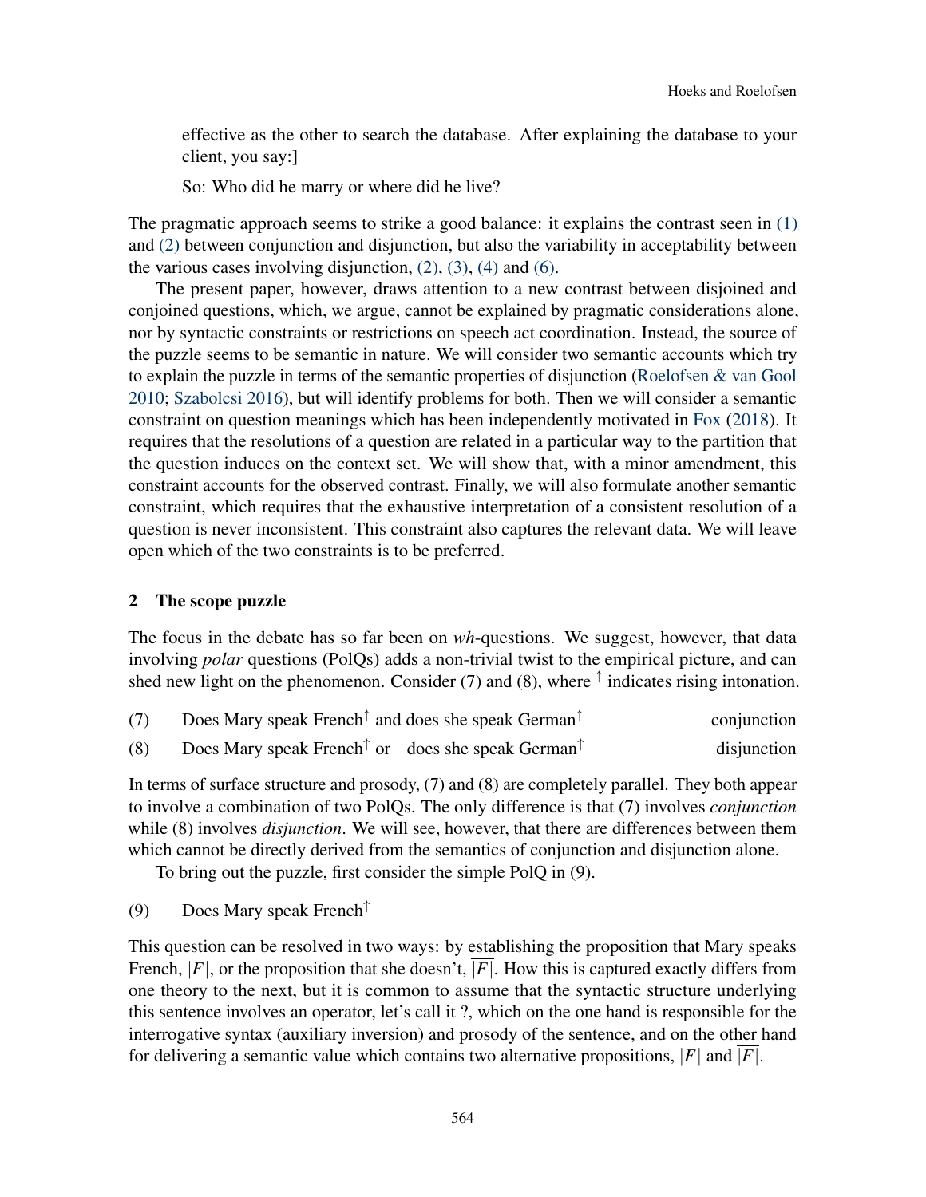effective as the other to search the database. After explaining the database to your client, you say:]

So: Who did he marry or where did he live?

The pragmatic approach seems to strike a good balance: it explains the contrast seen in (1) and (2) between conjunction and disjunction, but also the variability in acceptability between the various cases involving disjunction, (2), (3), (4) and (6).

The present paper, however, draws attention to a new contrast between disjoined and conjoined questions, which, we argue, cannot be explained by pragmatic considerations alone, nor by syntactic constraints or restrictions on speech act coordination. Instead, the source of the puzzle seems to be semantic in nature. We will consider two semantic accounts which try to explain the puzzle in terms of the semantic properties of disjunction (Roelofsen & van Gool 2010; Szabolcsi 2016), but will identify problems for both. Then we will consider a semantic constraint on question meanings which has been independently motivated in Fox (2018). It requires that the resolutions of a question are related in a particular way to the partition that the question induces on the context set. We will show that, with a minor amendment, this constraint accounts for the observed contrast. Finally, we will also formulate another semantic constraint, which requires that the exhaustive interpretation of a consistent resolution of a question is never inconsistent. This constraint also captures the relevant data. We will leave open which of the two constraints is to be preferred.

## 2 The scope puzzle

The focus in the debate has so far been on *wh*-questions. We suggest, however, that data involving *polar* questions (PolQs) adds a non-trivial twist to the empirical picture, and can shed new light on the phenomenon. Consider (7) and (8), where $^{\uparrow}$ indicates rising intonation.

(7) Does Mary speak French$^{\uparrow}$ and does she speak German$^{\uparrow}$ — conjunction

(8) Does Mary speak French$^{\uparrow}$ or does she speak German$^{\uparrow}$ — disjunction

In terms of surface structure and prosody, (7) and (8) are completely parallel. They both appear to involve a combination of two PolQs. The only difference is that (7) involves *conjunction* while (8) involves *disjunction*. We will see, however, that there are differences between them which cannot be directly derived from the semantics of conjunction and disjunction alone.

To bring out the puzzle, first consider the simple PolQ in (9).

(9) Does Mary speak French$^{\uparrow}$

This question can be resolved in two ways: by establishing the proposition that Mary speaks French, $|F|$, or the proposition that she doesn't, $\overline{|F|}$. How this is captured exactly differs from one theory to the next, but it is common to assume that the syntactic structure underlying this sentence involves an operator, let's call it ?, which on the one hand is responsible for the interrogative syntax (auxiliary inversion) and prosody of the sentence, and on the other hand for delivering a semantic value which contains two alternative propositions, $|F|$ and $\overline{|F|}$.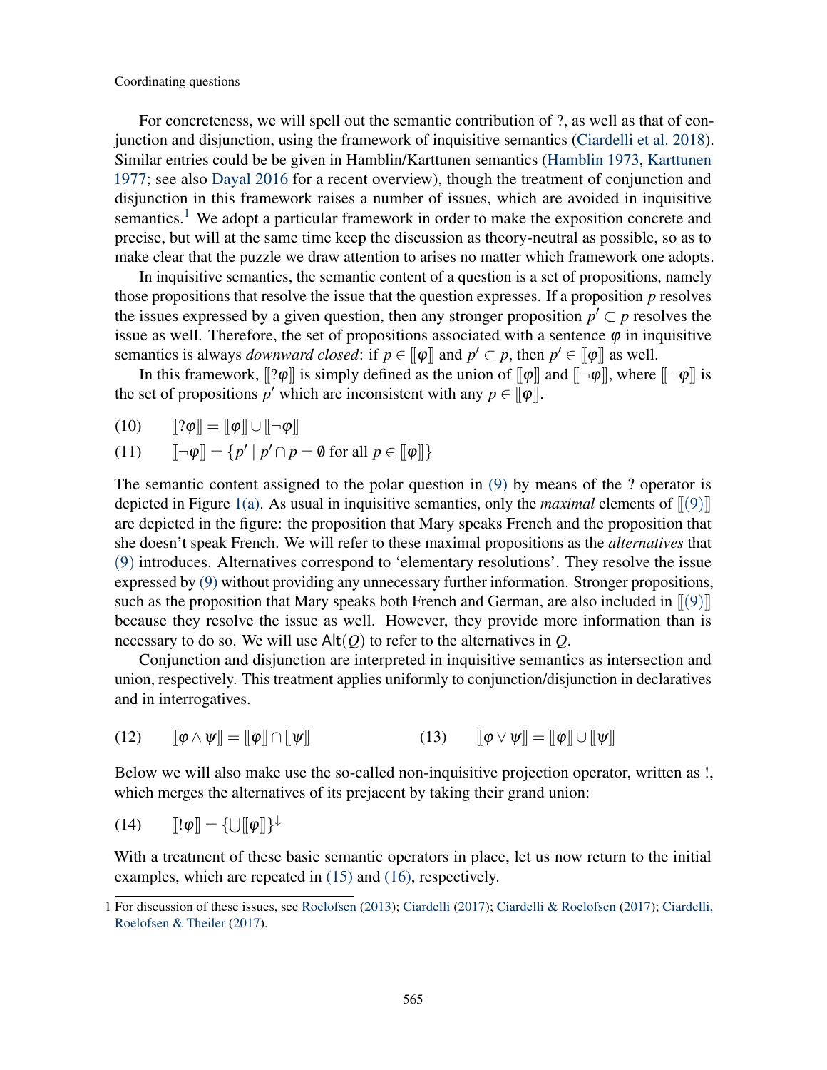For concreteness, we will spell out the semantic contribution of ?, as well as that of conjunction and disjunction, using the framework of inquisitive semantics (Ciardelli et al. 2018). Similar entries could be be given in Hamblin/Karttunen semantics (Hamblin 1973, Karttunen 1977; see also Dayal 2016 for a recent overview), though the treatment of conjunction and disjunction in this framework raises a number of issues, which are avoided in inquisitive semantics.[1] We adopt a particular framework in order to make the exposition concrete and precise, but will at the same time keep the discussion as theory-neutral as possible, so as to make clear that the puzzle we draw attention to arises no matter which framework one adopts.

In inquisitive semantics, the semantic content of a question is a set of propositions, namely those propositions that resolve the issue that the question expresses. If a proposition $p$ resolves the issues expressed by a given question, then any stronger proposition $p' \subset p$ resolves the issue as well. Therefore, the set of propositions associated with a sentence $\varphi$ in inquisitive semantics is always *downward closed*: if $p \in [\![\varphi]\!]$ and $p' \subset p$, then $p' \in [\![\varphi]\!]$ as well.

In this framework, $[\![?\varphi]\!]$ is simply defined as the union of $[\![\varphi]\!]$ and $[\![\neg\varphi]\!]$, where $[\![\neg\varphi]\!]$ is the set of propositions $p'$ which are inconsistent with any $p \in [\![\varphi]\!]$.

(10) $[\![?\varphi]\!] = [\![\varphi]\!] \cup [\![\neg\varphi]\!]$

(11) $[\![\neg\varphi]\!] = \{p' \mid p' \cap p = \emptyset \text{ for all } p \in [\![\varphi]\!]\}$

The semantic content assigned to the polar question in (9) by means of the ? operator is depicted in Figure 1(a). As usual in inquisitive semantics, only the *maximal* elements of $[\![(9)]\!]$ are depicted in the figure: the proposition that Mary speaks French and the proposition that she doesn't speak French. We will refer to these maximal propositions as the *alternatives* that (9) introduces. Alternatives correspond to 'elementary resolutions'. They resolve the issue expressed by (9) without providing any unnecessary further information. Stronger propositions, such as the proposition that Mary speaks both French and German, are also included in $[\![(9)]\!]$ because they resolve the issue as well. However, they provide more information than is necessary to do so. We will use $\mathsf{Alt}(Q)$ to refer to the alternatives in $Q$.

Conjunction and disjunction are interpreted in inquisitive semantics as intersection and union, respectively. This treatment applies uniformly to conjunction/disjunction in declaratives and in interrogatives.

(12) $[\![\varphi \wedge \psi]\!] = [\![\varphi]\!] \cap [\![\psi]\!]$

(13) $[\![\varphi \vee \psi]\!] = [\![\varphi]\!] \cup [\![\psi]\!]$

Below we will also make use the so-called non-inquisitive projection operator, written as !, which merges the alternatives of its prejacent by taking their grand union:

(14) $[\![!\varphi]\!] = \{\bigcup [\![\varphi]\!]\}^{\downarrow}$

With a treatment of these basic semantic operators in place, let us now return to the initial examples, which are repeated in (15) and (16), respectively.

---

[1] For discussion of these issues, see Roelofsen (2013); Ciardelli (2017); Ciardelli & Roelofsen (2017); Ciardelli, Roelofsen & Theiler (2017).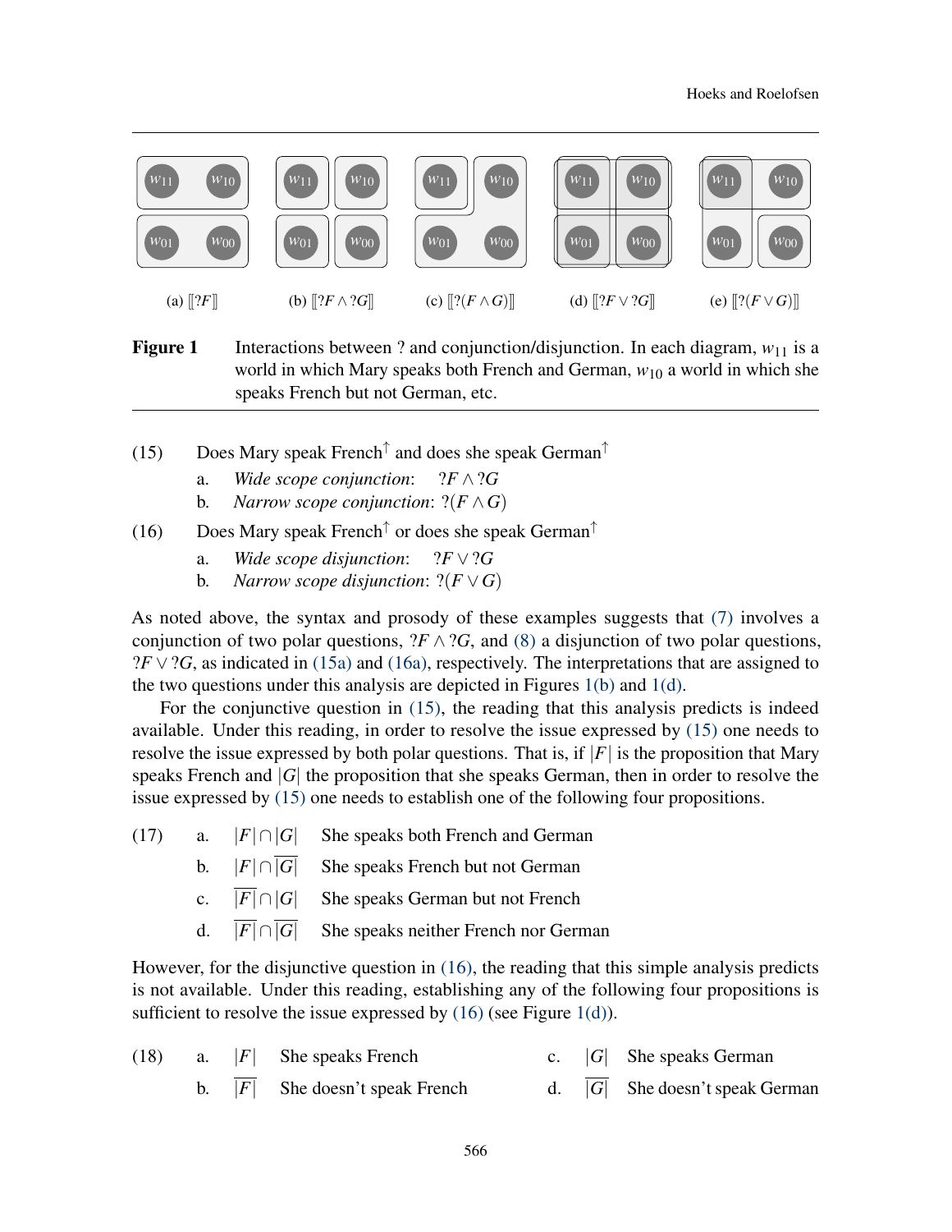(a) $[\![?F]\!]$ (b) $[\![?F \wedge ?G]\!]$ (c) $[\![?(F \wedge G)]\!]$ (d) $[\![?F \vee ?G]\!]$ (e) $[\![?(F \vee G)]\!]$

**Figure 1** Interactions between ? and conjunction/disjunction. In each diagram, $w_{11}$ is a world in which Mary speaks both French and German, $w_{10}$ a world in which she speaks French but not German, etc.

(15) Does Mary speak French$^{\uparrow}$ and does she speak German$^{\uparrow}$

- a. *Wide scope conjunction*: $?F \wedge ?G$
- b. *Narrow scope conjunction*: $?(F \wedge G)$

(16) Does Mary speak French$^{\uparrow}$ or does she speak German$^{\uparrow}$

- a. *Wide scope disjunction*: $?F \vee ?G$
- b. *Narrow scope disjunction*: $?(F \vee G)$

As noted above, the syntax and prosody of these examples suggests that (7) involves a conjunction of two polar questions, $?F \wedge ?G$, and (8) a disjunction of two polar questions, $?F \vee ?G$, as indicated in (15a) and (16a), respectively. The interpretations that are assigned to the two questions under this analysis are depicted in Figures 1(b) and 1(d).

For the conjunctive question in (15), the reading that this analysis predicts is indeed available. Under this reading, in order to resolve the issue expressed by (15) one needs to resolve the issue expressed by both polar questions. That is, if $|F|$ is the proposition that Mary speaks French and $|G|$ the proposition that she speaks German, then in order to resolve the issue expressed by (15) one needs to establish one of the following four propositions.

(17)

- a. $|F| \cap |G|$ She speaks both French and German
- b. $|F| \cap \overline{|G|}$ She speaks French but not German
- c. $\overline{|F|} \cap |G|$ She speaks German but not French
- d. $\overline{|F|} \cap \overline{|G|}$ She speaks neither French nor German

However, for the disjunctive question in (16), the reading that this simple analysis predicts is not available. Under this reading, establishing any of the following four propositions is sufficient to resolve the issue expressed by (16) (see Figure 1(d)).

(18)

- a. $|F|$ She speaks French
- b. $\overline{|F|}$ She doesn't speak French
- c. $|G|$ She speaks German
- d. $\overline{|G|}$ She doesn't speak German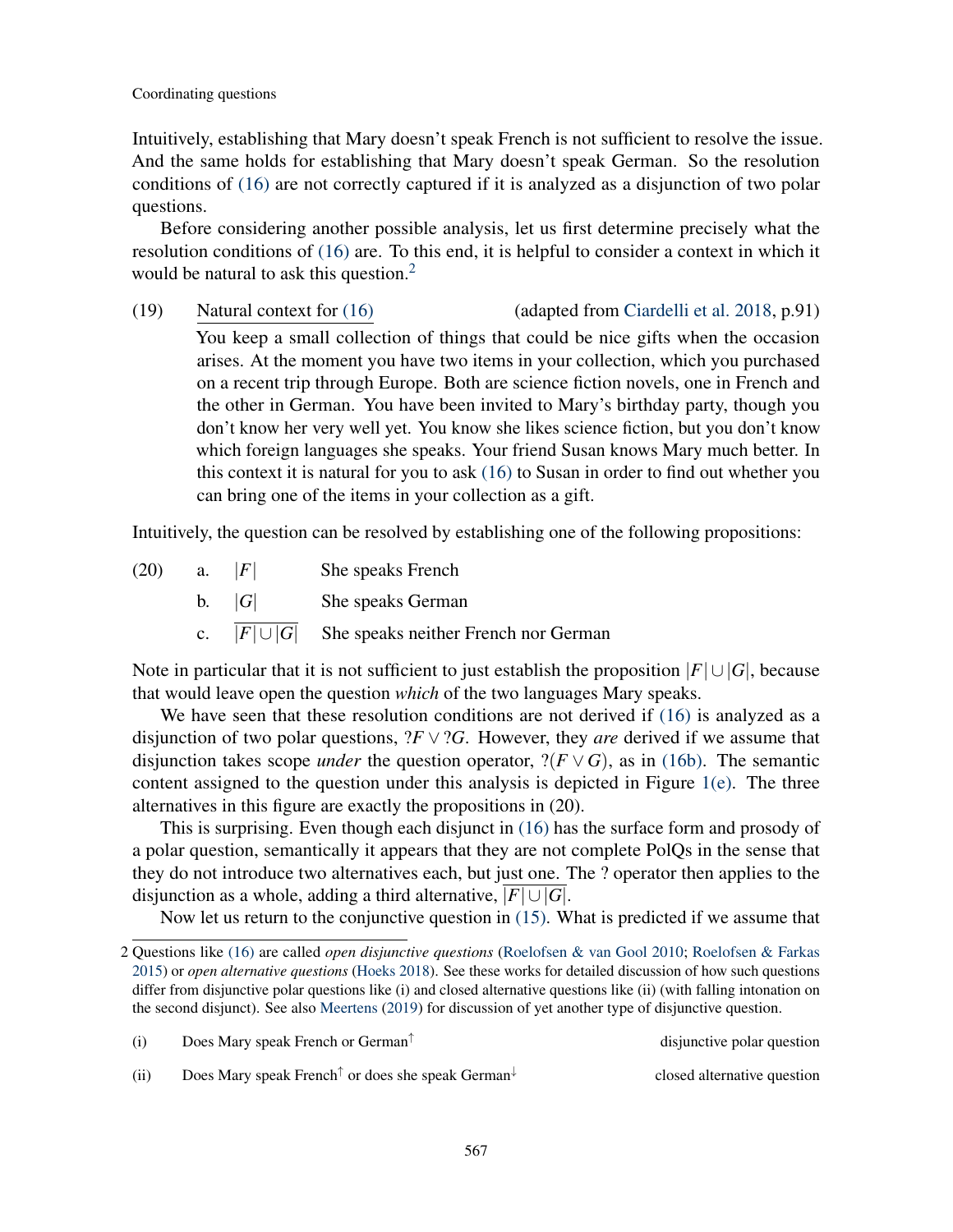Intuitively, establishing that Mary doesn't speak French is not sufficient to resolve the issue. And the same holds for establishing that Mary doesn't speak German. So the resolution conditions of (16) are not correctly captured if it is analyzed as a disjunction of two polar questions.

Before considering another possible analysis, let us first determine precisely what the resolution conditions of (16) are. To this end, it is helpful to consider a context in which it would be natural to ask this question.[2]

(19) Natural context for (16) (adapted from Ciardelli et al. 2018, p.91)
You keep a small collection of things that could be nice gifts when the occasion arises. At the moment you have two items in your collection, which you purchased on a recent trip through Europe. Both are science fiction novels, one in French and the other in German. You have been invited to Mary's birthday party, though you don't know her very well yet. You know she likes science fiction, but you don't know which foreign languages she speaks. Your friend Susan knows Mary much better. In this context it is natural for you to ask (16) to Susan in order to find out whether you can bring one of the items in your collection as a gift.

Intuitively, the question can be resolved by establishing one of the following propositions:

(20) a. $|F|$ She speaks French
b. $|G|$ She speaks German
c. $\overline{|F| \cup |G|}$ She speaks neither French nor German

Note in particular that it is not sufficient to just establish the proposition $|F| \cup |G|$, because that would leave open the question *which* of the two languages Mary speaks.

We have seen that these resolution conditions are not derived if (16) is analyzed as a disjunction of two polar questions, $?F \vee ?G$. However, they *are* derived if we assume that disjunction takes scope *under* the question operator, $?(F \vee G)$, as in (16b). The semantic content assigned to the question under this analysis is depicted in Figure 1(e). The three alternatives in this figure are exactly the propositions in (20).

This is surprising. Even though each disjunct in (16) has the surface form and prosody of a polar question, semantically it appears that they are not complete PolQs in the sense that they do not introduce two alternatives each, but just one. The ? operator then applies to the disjunction as a whole, adding a third alternative, $\overline{|F| \cup |G|}$.

Now let us return to the conjunctive question in (15). What is predicted if we assume that

---

2 Questions like (16) are called *open disjunctive questions* (Roelofsen & van Gool 2010; Roelofsen & Farkas 2015) or *open alternative questions* (Hoeks 2018). See these works for detailed discussion of how such questions differ from disjunctive polar questions like (i) and closed alternative questions like (ii) (with falling intonation on the second disjunct). See also Meertens (2019) for discussion of yet another type of disjunctive question.

(i) Does Mary speak French or German$^{\uparrow}$ — disjunctive polar question

(ii) Does Mary speak French$^{\uparrow}$ or does she speak German$^{\downarrow}$ — closed alternative question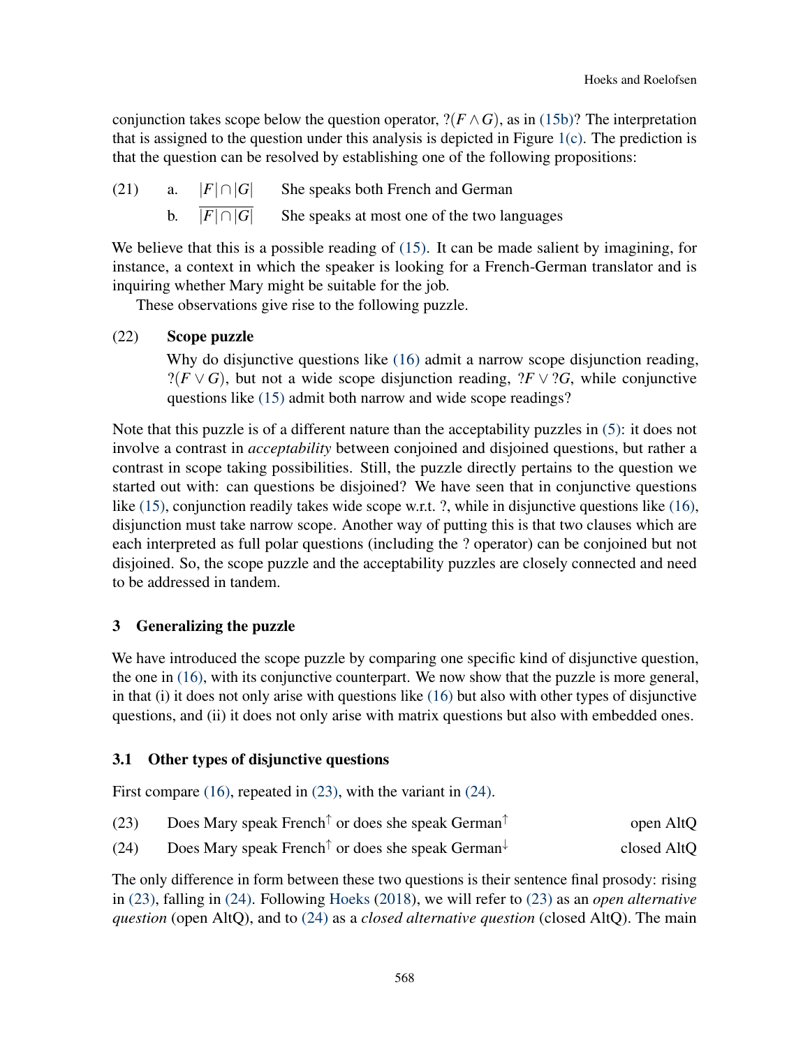conjunction takes scope below the question operator, $?(F \wedge G)$, as in (15b)? The interpretation that is assigned to the question under this analysis is depicted in Figure 1(c). The prediction is that the question can be resolved by establishing one of the following propositions:

(21) a. $|F| \cap |G|$ She speaks both French and German

b. $\overline{|F| \cap |G|}$ She speaks at most one of the two languages

We believe that this is a possible reading of (15). It can be made salient by imagining, for instance, a context in which the speaker is looking for a French-German translator and is inquiring whether Mary might be suitable for the job.

These observations give rise to the following puzzle.

(22) **Scope puzzle**

Why do disjunctive questions like (16) admit a narrow scope disjunction reading, $?(F \vee G)$, but not a wide scope disjunction reading, $?F \vee ?G$, while conjunctive questions like (15) admit both narrow and wide scope readings?

Note that this puzzle is of a different nature than the acceptability puzzles in (5): it does not involve a contrast in *acceptability* between conjoined and disjoined questions, but rather a contrast in scope taking possibilities. Still, the puzzle directly pertains to the question we started out with: can questions be disjoined? We have seen that in conjunctive questions like (15), conjunction readily takes wide scope w.r.t. ?, while in disjunctive questions like (16), disjunction must take narrow scope. Another way of putting this is that two clauses which are each interpreted as full polar questions (including the ? operator) can be conjoined but not disjoined. So, the scope puzzle and the acceptability puzzles are closely connected and need to be addressed in tandem.

## 3 Generalizing the puzzle

We have introduced the scope puzzle by comparing one specific kind of disjunctive question, the one in (16), with its conjunctive counterpart. We now show that the puzzle is more general, in that (i) it does not only arise with questions like (16) but also with other types of disjunctive questions, and (ii) it does not only arise with matrix questions but also with embedded ones.

### 3.1 Other types of disjunctive questions

First compare (16), repeated in (23), with the variant in (24).

(23) Does Mary speak French$^{\uparrow}$ or does she speak German$^{\uparrow}$ open AltQ

(24) Does Mary speak French$^{\uparrow}$ or does she speak German$^{\downarrow}$ closed AltQ

The only difference in form between these two questions is their sentence final prosody: rising in (23), falling in (24). Following Hoeks (2018), we will refer to (23) as an *open alternative question* (open AltQ), and to (24) as a *closed alternative question* (closed AltQ). The main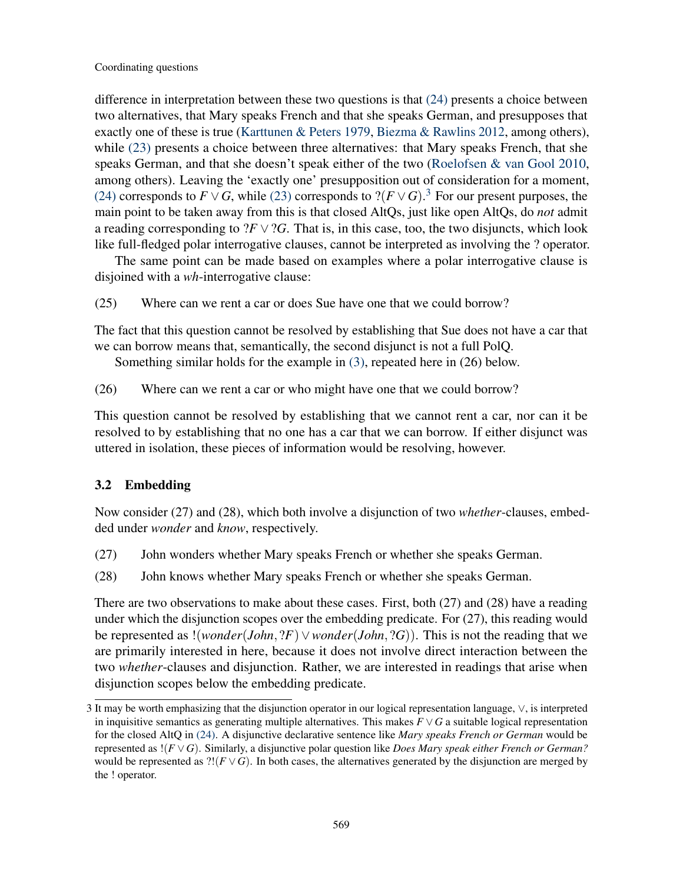difference in interpretation between these two questions is that (24) presents a choice between two alternatives, that Mary speaks French and that she speaks German, and presupposes that exactly one of these is true (Karttunen & Peters 1979, Biezma & Rawlins 2012, among others), while (23) presents a choice between three alternatives: that Mary speaks French, that she speaks German, and that she doesn't speak either of the two (Roelofsen & van Gool 2010, among others). Leaving the 'exactly one' presupposition out of consideration for a moment, (24) corresponds to $F \vee G$, while (23) corresponds to $?(F \vee G)$.[3] For our present purposes, the main point to be taken away from this is that closed AltQs, just like open AltQs, do *not* admit a reading corresponding to $?F \vee ?G$. That is, in this case, too, the two disjuncts, which look like full-fledged polar interrogative clauses, cannot be interpreted as involving the ? operator.

The same point can be made based on examples where a polar interrogative clause is disjoined with a *wh*-interrogative clause:

(25) Where can we rent a car or does Sue have one that we could borrow?

The fact that this question cannot be resolved by establishing that Sue does not have a car that we can borrow means that, semantically, the second disjunct is not a full PolQ.

Something similar holds for the example in (3), repeated here in (26) below.

(26) Where can we rent a car or who might have one that we could borrow?

This question cannot be resolved by establishing that we cannot rent a car, nor can it be resolved to by establishing that no one has a car that we can borrow. If either disjunct was uttered in isolation, these pieces of information would be resolving, however.

### 3.2 Embedding

Now consider (27) and (28), which both involve a disjunction of two *whether*-clauses, embedded under *wonder* and *know*, respectively.

(27) John wonders whether Mary speaks French or whether she speaks German.

(28) John knows whether Mary speaks French or whether she speaks German.

There are two observations to make about these cases. First, both (27) and (28) have a reading under which the disjunction scopes over the embedding predicate. For (27), this reading would be represented as $!(wonder(John, ?F) \vee wonder(John, ?G))$. This is not the reading that we are primarily interested in here, because it does not involve direct interaction between the two *whether*-clauses and disjunction. Rather, we are interested in readings that arise when disjunction scopes below the embedding predicate.

---

3 It may be worth emphasizing that the disjunction operator in our logical representation language, $\vee$, is interpreted in inquisitive semantics as generating multiple alternatives. This makes $F \vee G$ a suitable logical representation for the closed AltQ in (24). A disjunctive declarative sentence like *Mary speaks French or German* would be represented as $!(F \vee G)$. Similarly, a disjunctive polar question like *Does Mary speak either French or German?* would be represented as $?!(F \vee G)$. In both cases, the alternatives generated by the disjunction are merged by the ! operator.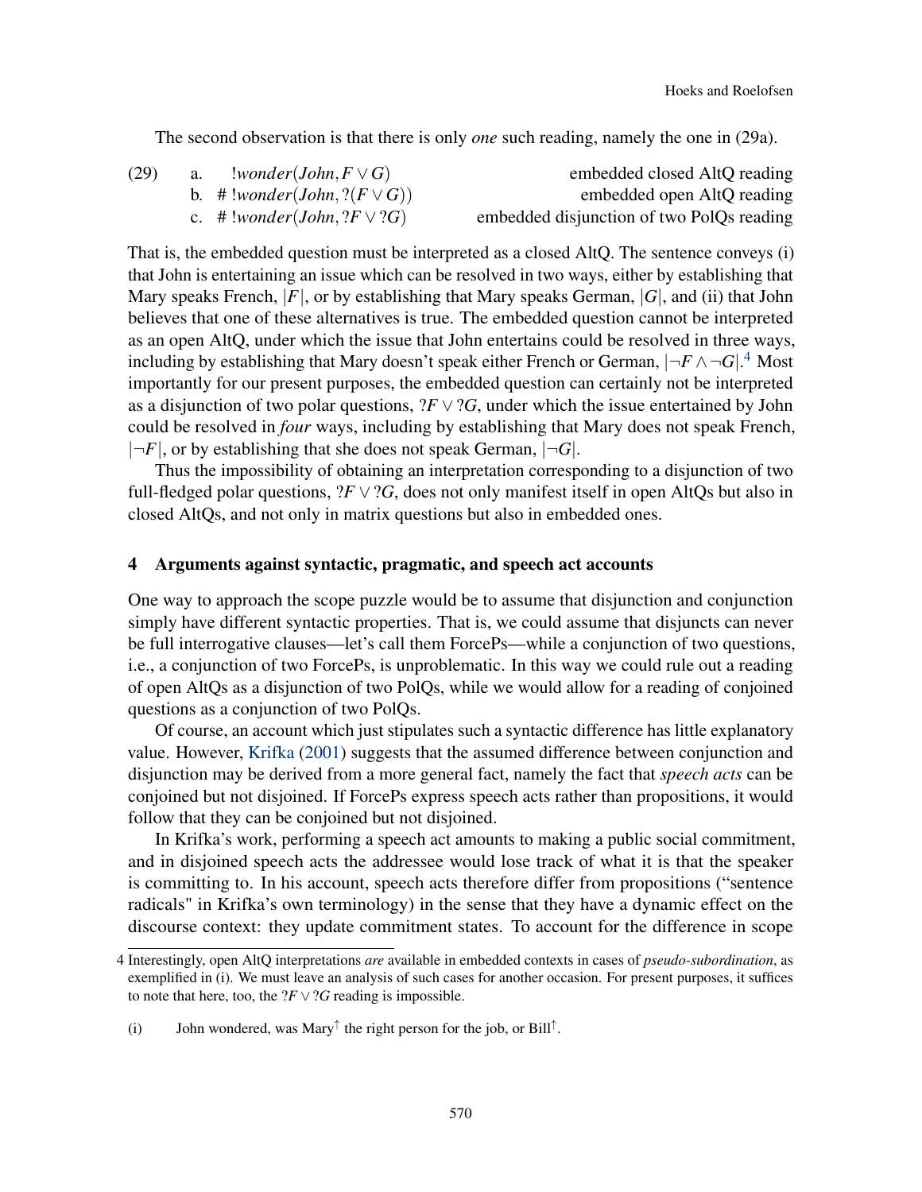The second observation is that there is only *one* such reading, namely the one in (29a).

(29)
a. $!wonder(John, F \vee G)$ — embedded closed AltQ reading
b. # $!wonder(John, ?(F \vee G))$ — embedded open AltQ reading
c. # $!wonder(John, ?F \vee ?G)$ — embedded disjunction of two PolQs reading

That is, the embedded question must be interpreted as a closed AltQ. The sentence conveys (i) that John is entertaining an issue which can be resolved in two ways, either by establishing that Mary speaks French, $|F|$, or by establishing that Mary speaks German, $|G|$, and (ii) that John believes that one of these alternatives is true. The embedded question cannot be interpreted as an open AltQ, under which the issue that John entertains could be resolved in three ways, including by establishing that Mary doesn't speak either French or German, $|\neg F \wedge \neg G|$.[4] Most importantly for our present purposes, the embedded question can certainly not be interpreted as a disjunction of two polar questions, $?F \vee ?G$, under which the issue entertained by John could be resolved in *four* ways, including by establishing that Mary does not speak French, $|\neg F|$, or by establishing that she does not speak German, $|\neg G|$.

Thus the impossibility of obtaining an interpretation corresponding to a disjunction of two full-fledged polar questions, $?F \vee ?G$, does not only manifest itself in open AltQs but also in closed AltQs, and not only in matrix questions but also in embedded ones.

## 4 Arguments against syntactic, pragmatic, and speech act accounts

One way to approach the scope puzzle would be to assume that disjunction and conjunction simply have different syntactic properties. That is, we could assume that disjuncts can never be full interrogative clauses—let's call them ForcePs—while a conjunction of two questions, i.e., a conjunction of two ForcePs, is unproblematic. In this way we could rule out a reading of open AltQs as a disjunction of two PolQs, while we would allow for a reading of conjoined questions as a conjunction of two PolQs.

Of course, an account which just stipulates such a syntactic difference has little explanatory value. However, Krifka (2001) suggests that the assumed difference between conjunction and disjunction may be derived from a more general fact, namely the fact that *speech acts* can be conjoined but not disjoined. If ForcePs express speech acts rather than propositions, it would follow that they can be conjoined but not disjoined.

In Krifka's work, performing a speech act amounts to making a public social commitment, and in disjoined speech acts the addressee would lose track of what it is that the speaker is committing to. In his account, speech acts therefore differ from propositions ("sentence radicals" in Krifka's own terminology) in the sense that they have a dynamic effect on the discourse context: they update commitment states. To account for the difference in scope

4 Interestingly, open AltQ interpretations *are* available in embedded contexts in cases of *pseudo-subordination*, as exemplified in (i). We must leave an analysis of such cases for another occasion. For present purposes, it suffices to note that here, too, the $?F \vee ?G$ reading is impossible.

(i) John wondered, was Mary$^{\uparrow}$ the right person for the job, or Bill$^{\uparrow}$.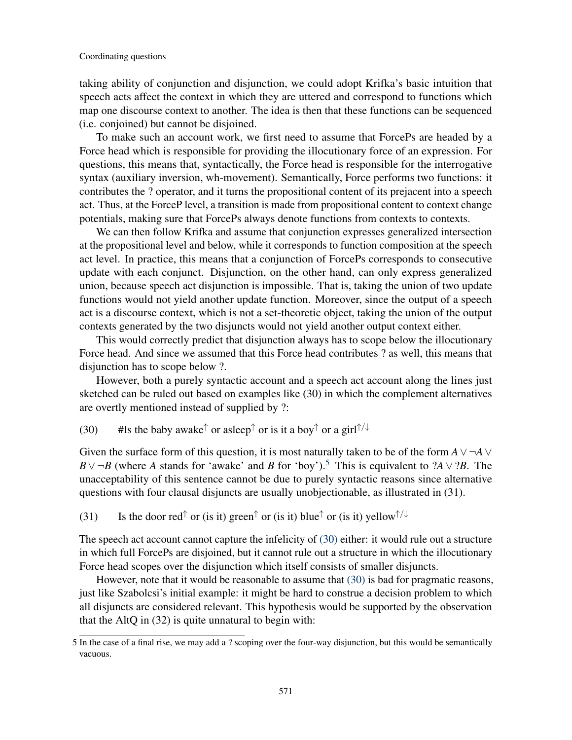taking ability of conjunction and disjunction, we could adopt Krifka's basic intuition that speech acts affect the context in which they are uttered and correspond to functions which map one discourse context to another. The idea is then that these functions can be sequenced (i.e. conjoined) but cannot be disjoined.

To make such an account work, we first need to assume that ForcePs are headed by a Force head which is responsible for providing the illocutionary force of an expression. For questions, this means that, syntactically, the Force head is responsible for the interrogative syntax (auxiliary inversion, wh-movement). Semantically, Force performs two functions: it contributes the ? operator, and it turns the propositional content of its prejacent into a speech act. Thus, at the ForceP level, a transition is made from propositional content to context change potentials, making sure that ForcePs always denote functions from contexts to contexts.

We can then follow Krifka and assume that conjunction expresses generalized intersection at the propositional level and below, while it corresponds to function composition at the speech act level. In practice, this means that a conjunction of ForcePs corresponds to consecutive update with each conjunct. Disjunction, on the other hand, can only express generalized union, because speech act disjunction is impossible. That is, taking the union of two update functions would not yield another update function. Moreover, since the output of a speech act is a discourse context, which is not a set-theoretic object, taking the union of the output contexts generated by the two disjuncts would not yield another output context either.

This would correctly predict that disjunction always has to scope below the illocutionary Force head. And since we assumed that this Force head contributes ? as well, this means that disjunction has to scope below ?.

However, both a purely syntactic account and a speech act account along the lines just sketched can be ruled out based on examples like (30) in which the complement alternatives are overtly mentioned instead of supplied by ?:

(30) #Is the baby awake$^{\uparrow}$ or asleep$^{\uparrow}$ or is it a boy$^{\uparrow}$ or a girl$^{\uparrow/\downarrow}$

Given the surface form of this question, it is most naturally taken to be of the form $A \vee \neg A \vee B \vee \neg B$ (where $A$ stands for 'awake' and $B$ for 'boy').[5] This is equivalent to $?A \vee ?B$. The unacceptability of this sentence cannot be due to purely syntactic reasons since alternative questions with four clausal disjuncts are usually unobjectionable, as illustrated in (31).

(31) Is the door red$^{\uparrow}$ or (is it) green$^{\uparrow}$ or (is it) blue$^{\uparrow}$ or (is it) yellow$^{\uparrow/\downarrow}$

The speech act account cannot capture the infelicity of (30) either: it would rule out a structure in which full ForcePs are disjoined, but it cannot rule out a structure in which the illocutionary Force head scopes over the disjunction which itself consists of smaller disjuncts.

However, note that it would be reasonable to assume that (30) is bad for pragmatic reasons, just like Szabolcsi's initial example: it might be hard to construe a decision problem to which all disjuncts are considered relevant. This hypothesis would be supported by the observation that the AltQ in (32) is quite unnatural to begin with:

---

5 In the case of a final rise, we may add a ? scoping over the four-way disjunction, but this would be semantically vacuous.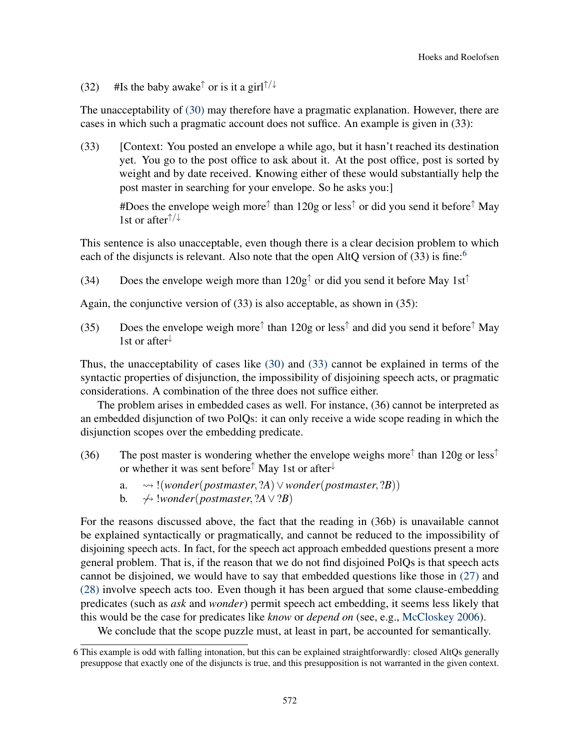(32) #Is the baby awake$^{\uparrow}$ or is it a girl$^{\uparrow/\downarrow}$

The unacceptability of (30) may therefore have a pragmatic explanation. However, there are cases in which such a pragmatic account does not suffice. An example is given in (33):

(33) [Context: You posted an envelope a while ago, but it hasn't reached its destination yet. You go to the post office to ask about it. At the post office, post is sorted by weight and by date received. Knowing either of these would substantially help the post master in searching for your envelope. So he asks you:]

#Does the envelope weigh more$^{\uparrow}$ than 120g or less$^{\uparrow}$ or did you send it before$^{\uparrow}$ May 1st or after$^{\uparrow/\downarrow}$

This sentence is also unacceptable, even though there is a clear decision problem to which each of the disjuncts is relevant. Also note that the open AltQ version of (33) is fine:[6]

(34) Does the envelope weigh more than 120g$^{\uparrow}$ or did you send it before May 1st$^{\uparrow}$

Again, the conjunctive version of (33) is also acceptable, as shown in (35):

(35) Does the envelope weigh more$^{\uparrow}$ than 120g or less$^{\uparrow}$ and did you send it before$^{\uparrow}$ May 1st or after$^{\downarrow}$

Thus, the unacceptability of cases like (30) and (33) cannot be explained in terms of the syntactic properties of disjunction, the impossibility of disjoining speech acts, or pragmatic considerations. A combination of the three does not suffice either.

The problem arises in embedded cases as well. For instance, (36) cannot be interpreted as an embedded disjunction of two PolQs: it can only receive a wide scope reading in which the disjunction scopes over the embedding predicate.

(36) The post master is wondering whether the envelope weighs more$^{\uparrow}$ than 120g or less$^{\uparrow}$ or whether it was sent before$^{\uparrow}$ May 1st or after$^{\downarrow}$

a. $\rightsquigarrow !(wonder(postmaster, ?A) \vee wonder(postmaster, ?B))$

b. $\not\rightsquigarrow !wonder(postmaster, ?A \vee ?B)$

For the reasons discussed above, the fact that the reading in (36b) is unavailable cannot be explained syntactically or pragmatically, and cannot be reduced to the impossibility of disjoining speech acts. In fact, for the speech act approach embedded questions present a more general problem. That is, if the reason that we do not find disjoined PolQs is that speech acts cannot be disjoined, we would have to say that embedded questions like those in (27) and (28) involve speech acts too. Even though it has been argued that some clause-embedding predicates (such as *ask* and *wonder*) permit speech act embedding, it seems less likely that this would be the case for predicates like *know* or *depend on* (see, e.g., McCloskey 2006).

We conclude that the scope puzzle must, at least in part, be accounted for semantically.

6 This example is odd with falling intonation, but this can be explained straightforwardly: closed AltQs generally presuppose that exactly one of the disjuncts is true, and this presupposition is not warranted in the given context.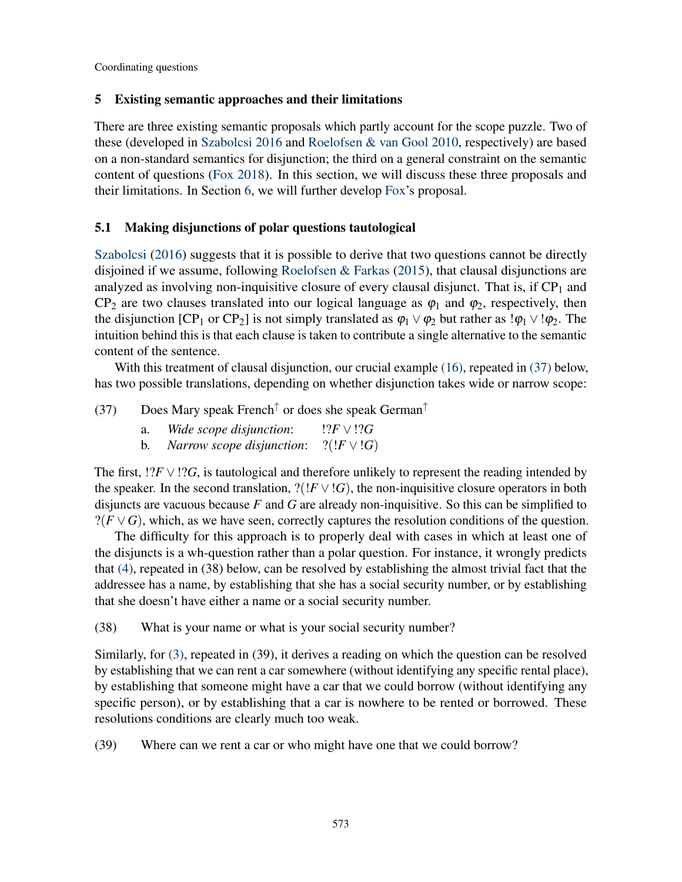## 5 Existing semantic approaches and their limitations

There are three existing semantic proposals which partly account for the scope puzzle. Two of these (developed in Szabolcsi 2016 and Roelofsen & van Gool 2010, respectively) are based on a non-standard semantics for disjunction; the third on a general constraint on the semantic content of questions (Fox 2018). In this section, we will discuss these three proposals and their limitations. In Section 6, we will further develop Fox's proposal.

### 5.1 Making disjunctions of polar questions tautological

Szabolcsi (2016) suggests that it is possible to derive that two questions cannot be directly disjoined if we assume, following Roelofsen & Farkas (2015), that clausal disjunctions are analyzed as involving non-inquisitive closure of every clausal disjunct. That is, if $\text{CP}_1$ and $\text{CP}_2$ are two clauses translated into our logical language as $\varphi_1$ and $\varphi_2$, respectively, then the disjunction [$\text{CP}_1$ or $\text{CP}_2$] is not simply translated as $\varphi_1 \vee \varphi_2$ but rather as $!\varphi_1 \vee !\varphi_2$. The intuition behind this is that each clause is taken to contribute a single alternative to the semantic content of the sentence.

With this treatment of clausal disjunction, our crucial example (16), repeated in (37) below, has two possible translations, depending on whether disjunction takes wide or narrow scope:

(37) Does Mary speak French$^{\uparrow}$ or does she speak German$^{\uparrow}$

a. *Wide scope disjunction*: $!?F \vee !?G$

b. *Narrow scope disjunction*: $?(!F \vee !G)$

The first, $!?F \vee !?G$, is tautological and therefore unlikely to represent the reading intended by the speaker. In the second translation, $?(!F \vee !G)$, the non-inquisitive closure operators in both disjuncts are vacuous because $F$ and $G$ are already non-inquisitive. So this can be simplified to $?(F \vee G)$, which, as we have seen, correctly captures the resolution conditions of the question.

The difficulty for this approach is to properly deal with cases in which at least one of the disjuncts is a wh-question rather than a polar question. For instance, it wrongly predicts that (4), repeated in (38) below, can be resolved by establishing the almost trivial fact that the addressee has a name, by establishing that she has a social security number, or by establishing that she doesn't have either a name or a social security number.

(38) What is your name or what is your social security number?

Similarly, for (3), repeated in (39), it derives a reading on which the question can be resolved by establishing that we can rent a car somewhere (without identifying any specific rental place), by establishing that someone might have a car that we could borrow (without identifying any specific person), or by establishing that a car is nowhere to be rented or borrowed. These resolutions conditions are clearly much too weak.

(39) Where can we rent a car or who might have one that we could borrow?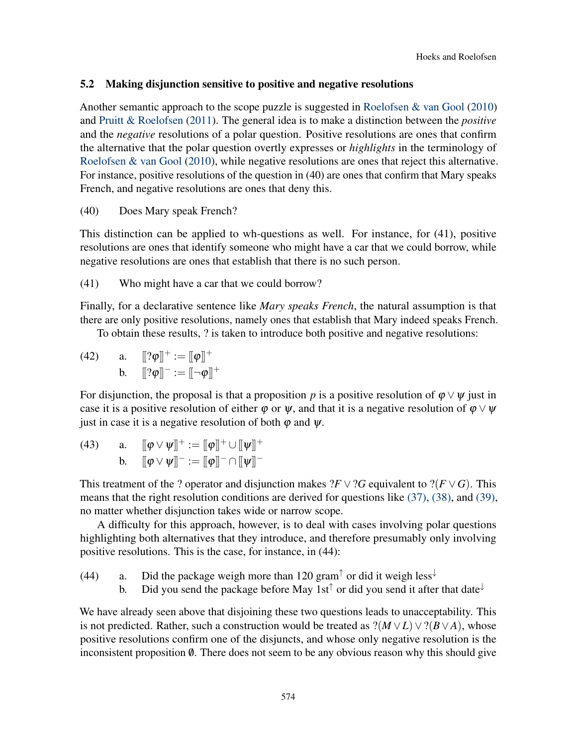### 5.2 Making disjunction sensitive to positive and negative resolutions

Another semantic approach to the scope puzzle is suggested in Roelofsen & van Gool (2010) and Pruitt & Roelofsen (2011). The general idea is to make a distinction between the *positive* and the *negative* resolutions of a polar question. Positive resolutions are ones that confirm the alternative that the polar question overtly expresses or *highlights* in the terminology of Roelofsen & van Gool (2010), while negative resolutions are ones that reject this alternative. For instance, positive resolutions of the question in (40) are ones that confirm that Mary speaks French, and negative resolutions are ones that deny this.

(40) Does Mary speak French?

This distinction can be applied to wh-questions as well. For instance, for (41), positive resolutions are ones that identify someone who might have a car that we could borrow, while negative resolutions are ones that establish that there is no such person.

(41) Who might have a car that we could borrow?

Finally, for a declarative sentence like *Mary speaks French*, the natural assumption is that there are only positive resolutions, namely ones that establish that Mary indeed speaks French.

To obtain these results, ? is taken to introduce both positive and negative resolutions:

(42) a. $[\![?\varphi]\!]^+ := [\![\varphi]\!]^+$
b. $[\![?\varphi]\!]^- := [\![\neg\varphi]\!]^+$

For disjunction, the proposal is that a proposition $p$ is a positive resolution of $\varphi \vee \psi$ just in case it is a positive resolution of either $\varphi$ or $\psi$, and that it is a negative resolution of $\varphi \vee \psi$ just in case it is a negative resolution of both $\varphi$ and $\psi$.

(43) a. $[\![\varphi \vee \psi]\!]^+ := [\![\varphi]\!]^+ \cup [\![\psi]\!]^+$
b. $[\![\varphi \vee \psi]\!]^- := [\![\varphi]\!]^- \cap [\![\psi]\!]^-$

This treatment of the ? operator and disjunction makes $?F \vee ?G$ equivalent to $?(F \vee G)$. This means that the right resolution conditions are derived for questions like (37), (38), and (39), no matter whether disjunction takes wide or narrow scope.

A difficulty for this approach, however, is to deal with cases involving polar questions highlighting both alternatives that they introduce, and therefore presumably only involving positive resolutions. This is the case, for instance, in (44):

(44) a. Did the package weigh more than 120 gram$^{\uparrow}$ or did it weigh less$^{\downarrow}$
b. Did you send the package before May 1st$^{\uparrow}$ or did you send it after that date$^{\downarrow}$

We have already seen above that disjoining these two questions leads to unacceptability. This is not predicted. Rather, such a construction would be treated as $?(M \vee L) \vee ?(B \vee A)$, whose positive resolutions confirm one of the disjuncts, and whose only negative resolution is the inconsistent proposition $\emptyset$. There does not seem to be any obvious reason why this should give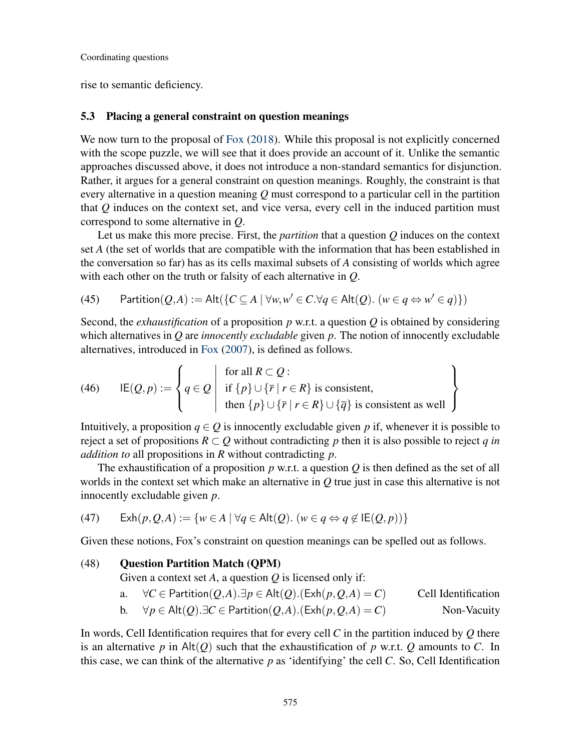rise to semantic deficiency.

### 5.3 Placing a general constraint on question meanings

We now turn to the proposal of Fox (2018). While this proposal is not explicitly concerned with the scope puzzle, we will see that it does provide an account of it. Unlike the semantic approaches discussed above, it does not introduce a non-standard semantics for disjunction. Rather, it argues for a general constraint on question meanings. Roughly, the constraint is that every alternative in a question meaning $Q$ must correspond to a particular cell in the partition that $Q$ induces on the context set, and vice versa, every cell in the induced partition must correspond to some alternative in $Q$.

Let us make this more precise. First, the *partition* that a question $Q$ induces on the context set $A$ (the set of worlds that are compatible with the information that has been established in the conversation so far) has as its cells maximal subsets of $A$ consisting of worlds which agree with each other on the truth or falsity of each alternative in $Q$.

(45) $$\mathsf{Partition}(Q,A) := \mathsf{Alt}(\{C \subseteq A \mid \forall w,w' \in C. \forall q \in \mathsf{Alt}(Q).\ (w \in q \Leftrightarrow w' \in q)\})$$

Second, the *exhaustification* of a proposition $p$ w.r.t. a question $Q$ is obtained by considering which alternatives in $Q$ are *innocently excludable* given $p$. The notion of innocently excludable alternatives, introduced in Fox (2007), is defined as follows.

(46) $$\mathsf{IE}(Q,p) := \left\{ q \in Q \;\middle|\; \begin{array}{l} \text{for all } R \subset Q: \\ \text{if } \{p\} \cup \{\overline{r} \mid r \in R\} \text{ is consistent,} \\ \text{then } \{p\} \cup \{\overline{r} \mid r \in R\} \cup \{\overline{q}\} \text{ is consistent as well} \end{array} \right\}$$

Intuitively, a proposition $q \in Q$ is innocently excludable given $p$ if, whenever it is possible to reject a set of propositions $R \subset Q$ without contradicting $p$ then it is also possible to reject $q$ *in addition to* all propositions in $R$ without contradicting $p$.

The exhaustification of a proposition $p$ w.r.t. a question $Q$ is then defined as the set of all worlds in the context set which make an alternative in $Q$ true just in case this alternative is not innocently excludable given $p$.

(47) $$\mathsf{Exh}(p,Q,A) := \{w \in A \mid \forall q \in \mathsf{Alt}(Q).\ (w \in q \Leftrightarrow q \notin \mathsf{IE}(Q,p))\}$$

Given these notions, Fox's constraint on question meanings can be spelled out as follows.

(48) **Question Partition Match (QPM)**
Given a context set $A$, a question $Q$ is licensed only if:

a. $\forall C \in \mathsf{Partition}(Q,A). \exists p \in \mathsf{Alt}(Q).(\mathsf{Exh}(p,Q,A) = C)$ — Cell Identification

b. $\forall p \in \mathsf{Alt}(Q). \exists C \in \mathsf{Partition}(Q,A).(\mathsf{Exh}(p,Q,A) = C)$ — Non-Vacuity

In words, Cell Identification requires that for every cell $C$ in the partition induced by $Q$ there is an alternative $p$ in $\mathsf{Alt}(Q)$ such that the exhaustification of $p$ w.r.t. $Q$ amounts to $C$. In this case, we can think of the alternative $p$ as 'identifying' the cell $C$. So, Cell Identification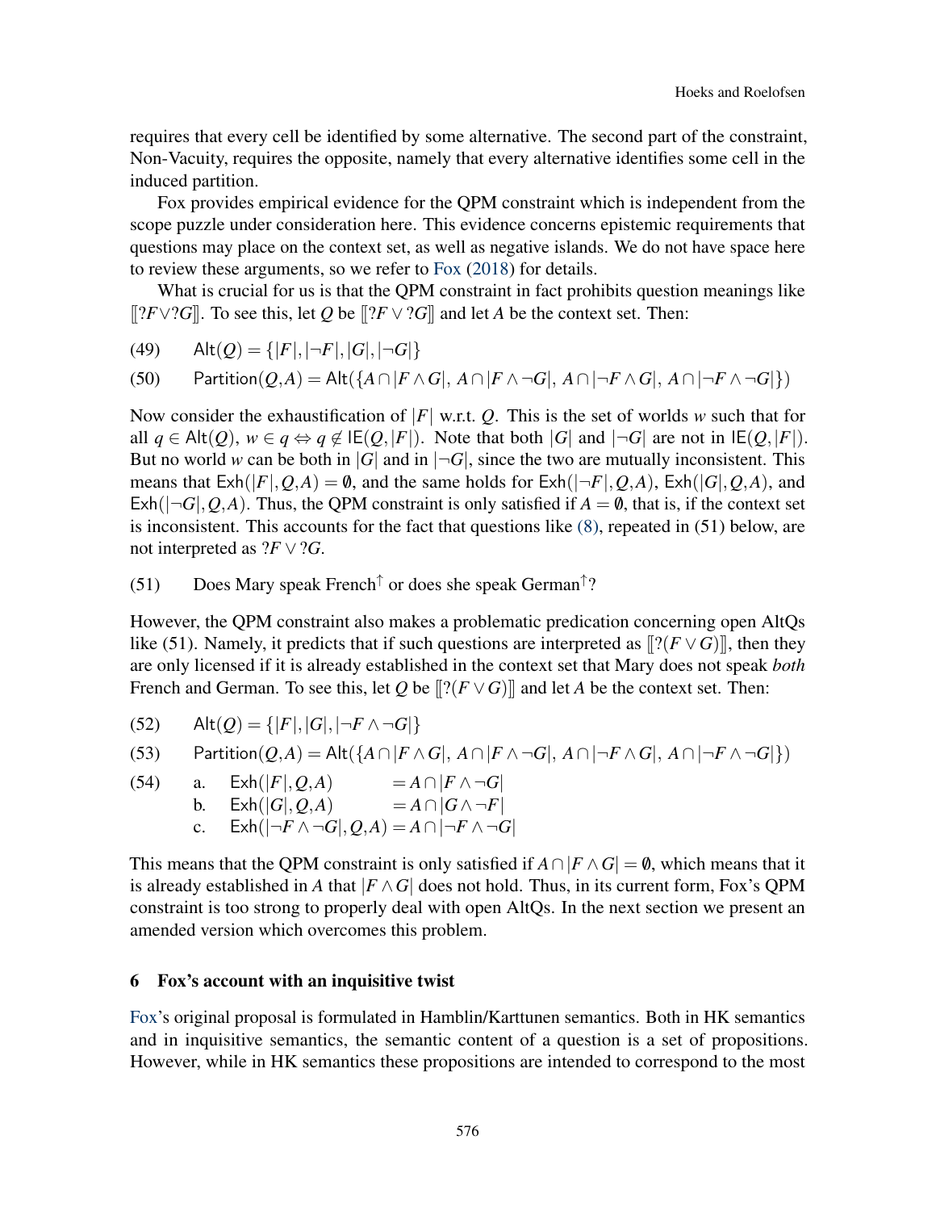requires that every cell be identified by some alternative. The second part of the constraint, Non-Vacuity, requires the opposite, namely that every alternative identifies some cell in the induced partition.

Fox provides empirical evidence for the QPM constraint which is independent from the scope puzzle under consideration here. This evidence concerns epistemic requirements that questions may place on the context set, as well as negative islands. We do not have space here to review these arguments, so we refer to Fox (2018) for details.

What is crucial for us is that the QPM constraint in fact prohibits question meanings like $[\![?F \vee ?G]\!]$. To see this, let $Q$ be $[\![?F \vee ?G]\!]$ and let $A$ be the context set. Then:

(49) $\quad \mathsf{Alt}(Q) = \{|F|, |\neg F|, |G|, |\neg G|\}$

(50) $\quad \mathsf{Partition}(Q,A) = \mathsf{Alt}(\{A \cap |F \wedge G|,\ A \cap |F \wedge \neg G|,\ A \cap |\neg F \wedge G|,\ A \cap |\neg F \wedge \neg G|\})$

Now consider the exhaustification of $|F|$ w.r.t. $Q$. This is the set of worlds $w$ such that for all $q \in \mathsf{Alt}(Q)$, $w \in q \Leftrightarrow q \notin \mathsf{IE}(Q, |F|)$. Note that both $|G|$ and $|\neg G|$ are not in $\mathsf{IE}(Q, |F|)$. But no world $w$ can be both in $|G|$ and in $|\neg G|$, since the two are mutually inconsistent. This means that $\mathsf{Exh}(|F|, Q, A) = \emptyset$, and the same holds for $\mathsf{Exh}(|\neg F|, Q, A)$, $\mathsf{Exh}(|G|, Q, A)$, and $\mathsf{Exh}(|\neg G|, Q, A)$. Thus, the QPM constraint is only satisfied if $A = \emptyset$, that is, if the context set is inconsistent. This accounts for the fact that questions like (8), repeated in (51) below, are not interpreted as $?F \vee ?G$.

(51) $\quad$ Does Mary speak French$^{\uparrow}$ or does she speak German$^{\uparrow}$?

However, the QPM constraint also makes a problematic predication concerning open AltQs like (51). Namely, it predicts that if such questions are interpreted as $[\![?(F \vee G)]\!]$, then they are only licensed if it is already established in the context set that Mary does not speak *both* French and German. To see this, let $Q$ be $[\![?(F \vee G)]\!]$ and let $A$ be the context set. Then:

(52) $\quad \mathsf{Alt}(Q) = \{|F|, |G|, |\neg F \wedge \neg G|\}$

(53) $\quad \mathsf{Partition}(Q,A) = \mathsf{Alt}(\{A \cap |F \wedge G|,\ A \cap |F \wedge \neg G|,\ A \cap |\neg F \wedge G|,\ A \cap |\neg F \wedge \neg G|\})$

(54)
a. $\mathsf{Exh}(|F|, Q, A) = A \cap |F \wedge \neg G|$
b. $\mathsf{Exh}(|G|, Q, A) = A \cap |G \wedge \neg F|$
c. $\mathsf{Exh}(|\neg F \wedge \neg G|, Q, A) = A \cap |\neg F \wedge \neg G|$

This means that the QPM constraint is only satisfied if $A \cap |F \wedge G| = \emptyset$, which means that it is already established in $A$ that $|F \wedge G|$ does not hold. Thus, in its current form, Fox's QPM constraint is too strong to properly deal with open AltQs. In the next section we present an amended version which overcomes this problem.

## 6 Fox's account with an inquisitive twist

Fox's original proposal is formulated in Hamblin/Karttunen semantics. Both in HK semantics and in inquisitive semantics, the semantic content of a question is a set of propositions. However, while in HK semantics these propositions are intended to correspond to the most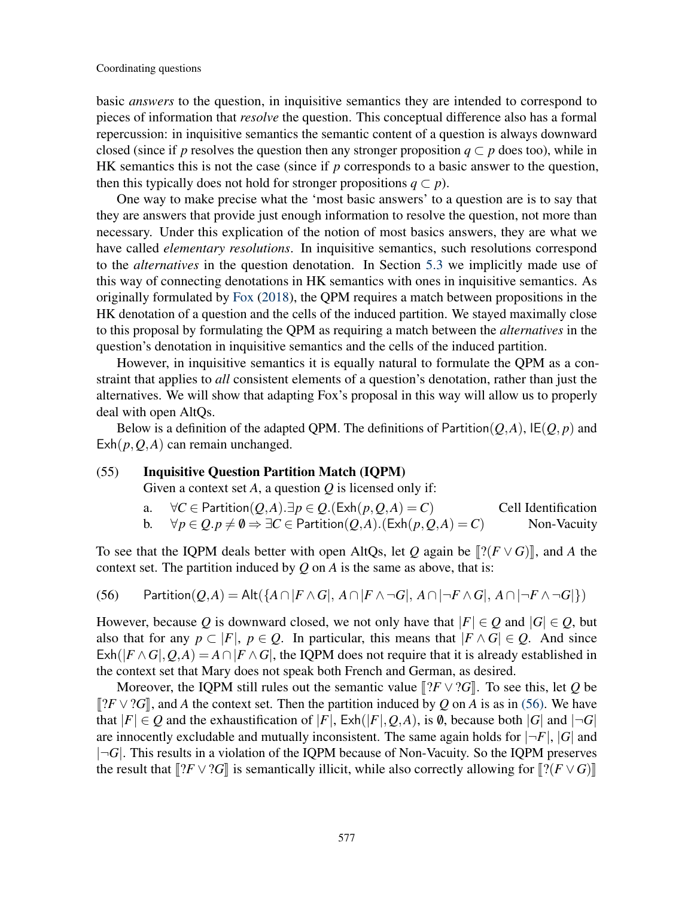basic *answers* to the question, in inquisitive semantics they are intended to correspond to pieces of information that *resolve* the question. This conceptual difference also has a formal repercussion: in inquisitive semantics the semantic content of a question is always downward closed (since if $p$ resolves the question then any stronger proposition $q \subset p$ does too), while in HK semantics this is not the case (since if $p$ corresponds to a basic answer to the question, then this typically does not hold for stronger propositions $q \subset p$).

One way to make precise what the 'most basic answers' to a question are is to say that they are answers that provide just enough information to resolve the question, not more than necessary. Under this explication of the notion of most basics answers, they are what we have called *elementary resolutions*. In inquisitive semantics, such resolutions correspond to the *alternatives* in the question denotation. In Section 5.3 we implicitly made use of this way of connecting denotations in HK semantics with ones in inquisitive semantics. As originally formulated by Fox (2018), the QPM requires a match between propositions in the HK denotation of a question and the cells of the induced partition. We stayed maximally close to this proposal by formulating the QPM as requiring a match between the *alternatives* in the question's denotation in inquisitive semantics and the cells of the induced partition.

However, in inquisitive semantics it is equally natural to formulate the QPM as a constraint that applies to *all* consistent elements of a question's denotation, rather than just the alternatives. We will show that adapting Fox's proposal in this way will allow us to properly deal with open AltQs.

Below is a definition of the adapted QPM. The definitions of $\mathsf{Partition}(Q,A)$, $\mathsf{IE}(Q,p)$ and $\mathsf{Exh}(p,Q,A)$ can remain unchanged.

(55) **Inquisitive Question Partition Match (IQPM)**
Given a context set $A$, a question $Q$ is licensed only if:

a. $\forall C \in \mathsf{Partition}(Q,A).\exists p \in Q.(\mathsf{Exh}(p,Q,A) = C)$ — Cell Identification

b. $\forall p \in Q.p \neq \emptyset \Rightarrow \exists C \in \mathsf{Partition}(Q,A).(\mathsf{Exh}(p,Q,A) = C)$ — Non-Vacuity

To see that the IQPM deals better with open AltQs, let $Q$ again be $[\![?(F \vee G)]\!]$, and $A$ the context set. The partition induced by $Q$ on $A$ is the same as above, that is:

(56) $$\mathsf{Partition}(Q,A) = \mathsf{Alt}(\{A \cap |F \wedge G|,\ A \cap |F \wedge \neg G|,\ A \cap |\neg F \wedge G|,\ A \cap |\neg F \wedge \neg G|\})$$

However, because $Q$ is downward closed, we not only have that $|F| \in Q$ and $|G| \in Q$, but also that for any $p \subset |F|$, $p \in Q$. In particular, this means that $|F \wedge G| \in Q$. And since $\mathsf{Exh}(|F \wedge G|, Q, A) = A \cap |F \wedge G|$, the IQPM does not require that it is already established in the context set that Mary does not speak both French and German, as desired.

Moreover, the IQPM still rules out the semantic value $[\![?F \vee ?G]\!]$. To see this, let $Q$ be $[\![?F \vee ?G]\!]$, and $A$ the context set. Then the partition induced by $Q$ on $A$ is as in (56). We have that $|F| \in Q$ and the exhaustification of $|F|$, $\mathsf{Exh}(|F|, Q, A)$, is $\emptyset$, because both $|G|$ and $|\neg G|$ are innocently excludable and mutually inconsistent. The same again holds for $|\neg F|$, $|G|$ and $|\neg G|$. This results in a violation of the IQPM because of Non-Vacuity. So the IQPM preserves the result that $[\![?F \vee ?G]\!]$ is semantically illicit, while also correctly allowing for $[\![?(F \vee G)]\!]$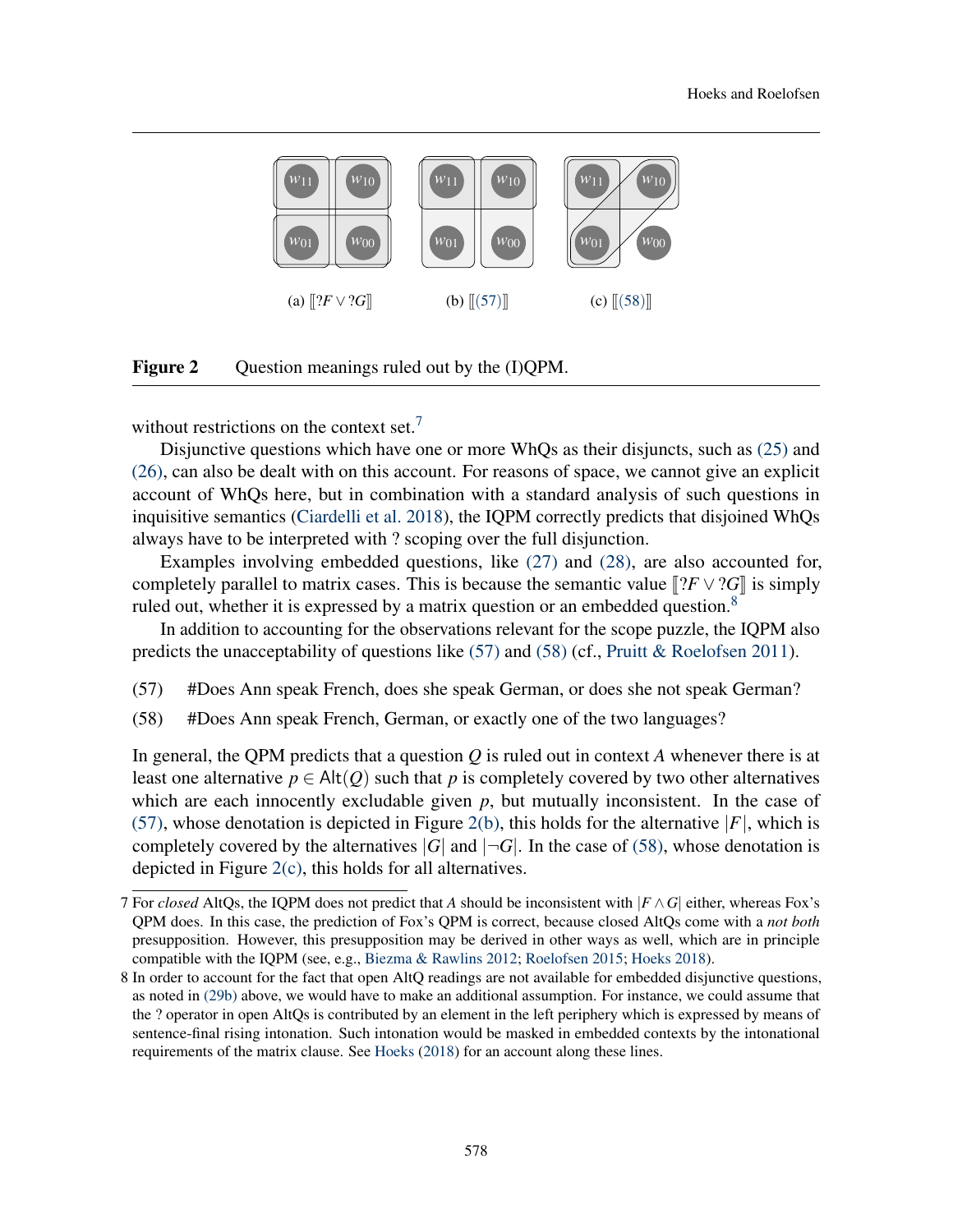(a) $[\![?F \vee ?G]\!]$ (b) $[\![(57)]\!]$ (c) $[\![(58)]\!]$

**Figure 2** Question meanings ruled out by the (I)QPM.

without restrictions on the context set.[7]

Disjunctive questions which have one or more WhQs as their disjuncts, such as (25) and (26), can also be dealt with on this account. For reasons of space, we cannot give an explicit account of WhQs here, but in combination with a standard analysis of such questions in inquisitive semantics (Ciardelli et al. 2018), the IQPM correctly predicts that disjoined WhQs always have to be interpreted with ? scoping over the full disjunction.

Examples involving embedded questions, like (27) and (28), are also accounted for, completely parallel to matrix cases. This is because the semantic value $[\![?F \vee ?G]\!]$ is simply ruled out, whether it is expressed by a matrix question or an embedded question.[8]

In addition to accounting for the observations relevant for the scope puzzle, the IQPM also predicts the unacceptability of questions like (57) and (58) (cf., Pruitt & Roelofsen 2011).

(57) #Does Ann speak French, does she speak German, or does she not speak German?

(58) #Does Ann speak French, German, or exactly one of the two languages?

In general, the QPM predicts that a question $Q$ is ruled out in context $A$ whenever there is at least one alternative $p \in \mathsf{Alt}(Q)$ such that $p$ is completely covered by two other alternatives which are each innocently excludable given $p$, but mutually inconsistent. In the case of (57), whose denotation is depicted in Figure 2(b), this holds for the alternative $|F|$, which is completely covered by the alternatives $|G|$ and $|\neg G|$. In the case of (58), whose denotation is depicted in Figure 2(c), this holds for all alternatives.

7 For *closed* AltQs, the IQPM does not predict that $A$ should be inconsistent with $|F \wedge G|$ either, whereas Fox's QPM does. In this case, the prediction of Fox's QPM is correct, because closed AltQs come with a *not both* presupposition. However, this presupposition may be derived in other ways as well, which are in principle compatible with the IQPM (see, e.g., Biezma & Rawlins 2012; Roelofsen 2015; Hoeks 2018).

8 In order to account for the fact that open AltQ readings are not available for embedded disjunctive questions, as noted in (29b) above, we would have to make an additional assumption. For instance, we could assume that the ? operator in open AltQs is contributed by an element in the left periphery which is expressed by means of sentence-final rising intonation. Such intonation would be masked in embedded contexts by the intonational requirements of the matrix clause. See Hoeks (2018) for an account along these lines.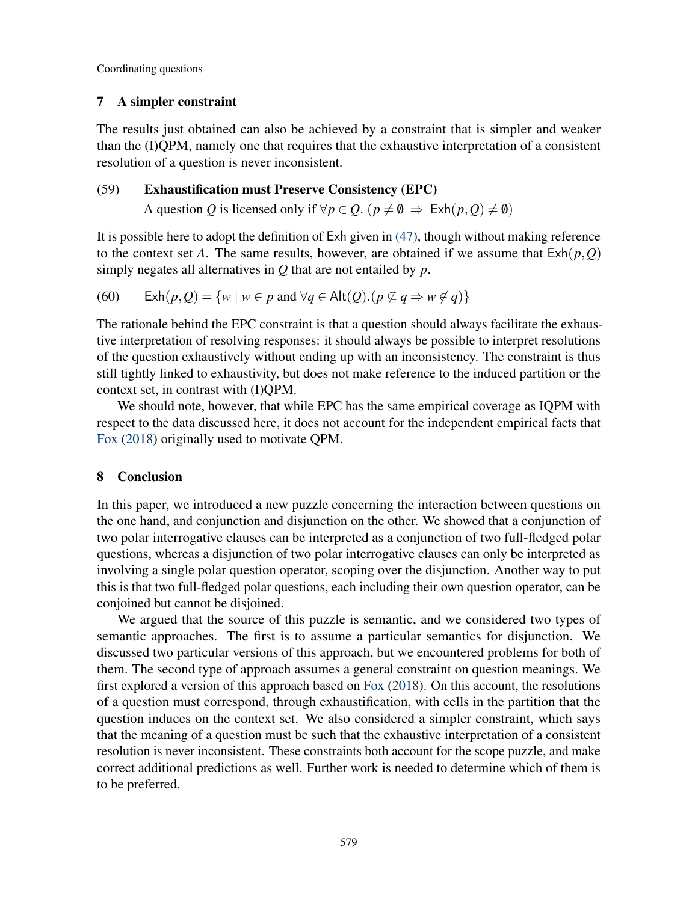## 7 A simpler constraint

The results just obtained can also be achieved by a constraint that is simpler and weaker than the (I)QPM, namely one that requires that the exhaustive interpretation of a consistent resolution of a question is never inconsistent.

(59) **Exhaustification must Preserve Consistency (EPC)**

A question $Q$ is licensed only if $\forall p \in Q.\ (p \neq \emptyset \ \Rightarrow\ \mathsf{Exh}(p,Q) \neq \emptyset)$

It is possible here to adopt the definition of Exh given in (47), though without making reference to the context set $A$. The same results, however, are obtained if we assume that $\mathsf{Exh}(p,Q)$ simply negates all alternatives in $Q$ that are not entailed by $p$.

(60) $\mathsf{Exh}(p,Q) = \{w \mid w \in p \text{ and } \forall q \in \mathsf{Alt}(Q).(p \not\subseteq q \Rightarrow w \notin q)\}$

The rationale behind the EPC constraint is that a question should always facilitate the exhaustive interpretation of resolving responses: it should always be possible to interpret resolutions of the question exhaustively without ending up with an inconsistency. The constraint is thus still tightly linked to exhaustivity, but does not make reference to the induced partition or the context set, in contrast with (I)QPM.

We should note, however, that while EPC has the same empirical coverage as IQPM with respect to the data discussed here, it does not account for the independent empirical facts that Fox (2018) originally used to motivate QPM.

## 8 Conclusion

In this paper, we introduced a new puzzle concerning the interaction between questions on the one hand, and conjunction and disjunction on the other. We showed that a conjunction of two polar interrogative clauses can be interpreted as a conjunction of two full-fledged polar questions, whereas a disjunction of two polar interrogative clauses can only be interpreted as involving a single polar question operator, scoping over the disjunction. Another way to put this is that two full-fledged polar questions, each including their own question operator, can be conjoined but cannot be disjoined.

We argued that the source of this puzzle is semantic, and we considered two types of semantic approaches. The first is to assume a particular semantics for disjunction. We discussed two particular versions of this approach, but we encountered problems for both of them. The second type of approach assumes a general constraint on question meanings. We first explored a version of this approach based on Fox (2018). On this account, the resolutions of a question must correspond, through exhaustification, with cells in the partition that the question induces on the context set. We also considered a simpler constraint, which says that the meaning of a question must be such that the exhaustive interpretation of a consistent resolution is never inconsistent. These constraints both account for the scope puzzle, and make correct additional predictions as well. Further work is needed to determine which of them is to be preferred.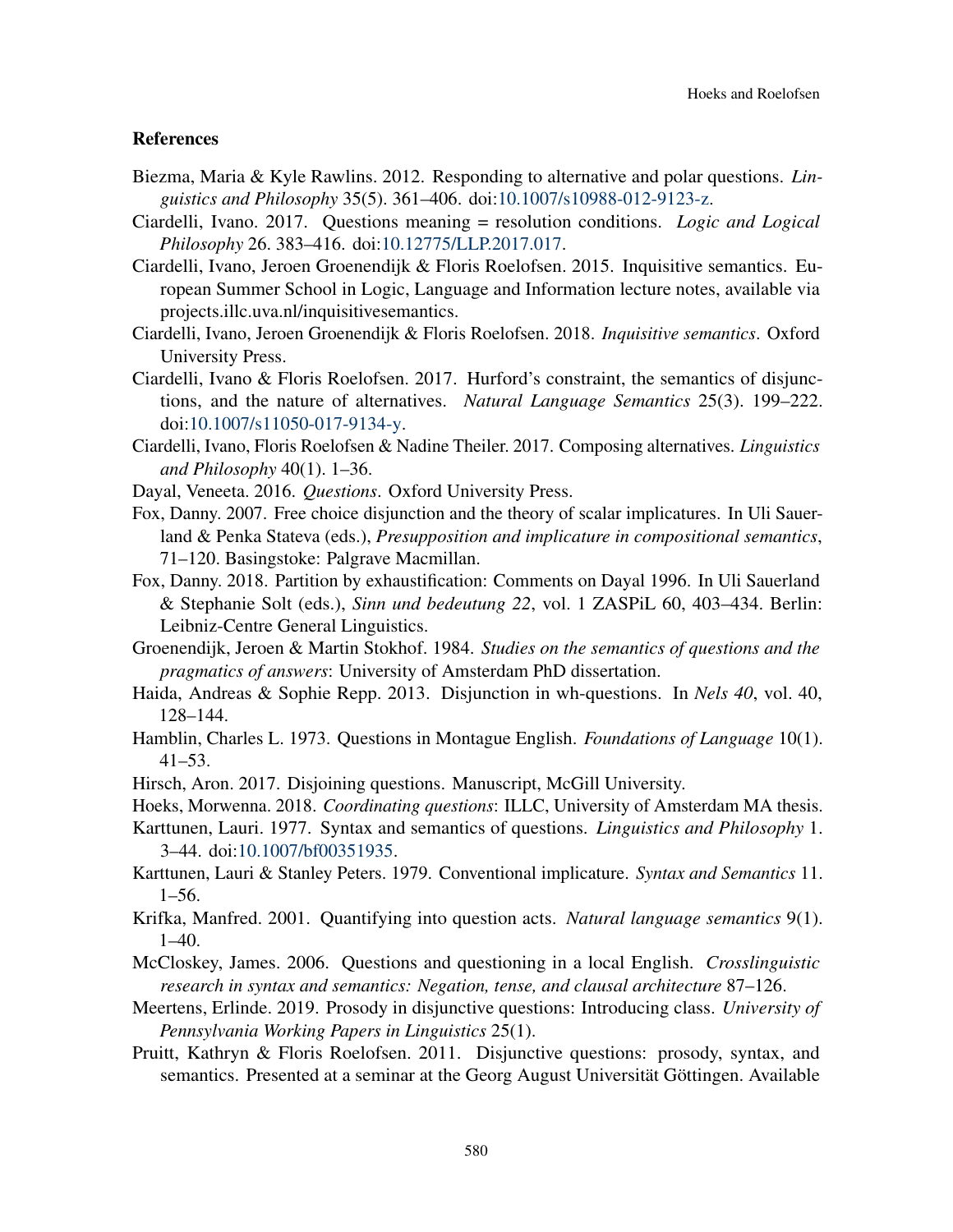### References

Biezma, Maria & Kyle Rawlins. 2012. Responding to alternative and polar questions. *Linguistics and Philosophy* 35(5). 361–406. doi:10.1007/s10988-012-9123-z.

Ciardelli, Ivano. 2017. Questions meaning = resolution conditions. *Logic and Logical Philosophy* 26. 383–416. doi:10.12775/LLP.2017.017.

Ciardelli, Ivano, Jeroen Groenendijk & Floris Roelofsen. 2015. Inquisitive semantics. European Summer School in Logic, Language and Information lecture notes, available via projects.illc.uva.nl/inquisitivesemantics.

Ciardelli, Ivano, Jeroen Groenendijk & Floris Roelofsen. 2018. *Inquisitive semantics*. Oxford University Press.

Ciardelli, Ivano & Floris Roelofsen. 2017. Hurford's constraint, the semantics of disjunctions, and the nature of alternatives. *Natural Language Semantics* 25(3). 199–222. doi:10.1007/s11050-017-9134-y.

Ciardelli, Ivano, Floris Roelofsen & Nadine Theiler. 2017. Composing alternatives. *Linguistics and Philosophy* 40(1). 1–36.

Dayal, Veneeta. 2016. *Questions*. Oxford University Press.

Fox, Danny. 2007. Free choice disjunction and the theory of scalar implicatures. In Uli Sauerland & Penka Stateva (eds.), *Presupposition and implicature in compositional semantics*, 71–120. Basingstoke: Palgrave Macmillan.

Fox, Danny. 2018. Partition by exhaustification: Comments on Dayal 1996. In Uli Sauerland & Stephanie Solt (eds.), *Sinn und bedeutung 22*, vol. 1 ZASPiL 60, 403–434. Berlin: Leibniz-Centre General Linguistics.

Groenendijk, Jeroen & Martin Stokhof. 1984. *Studies on the semantics of questions and the pragmatics of answers*: University of Amsterdam PhD dissertation.

Haida, Andreas & Sophie Repp. 2013. Disjunction in wh-questions. In *Nels 40*, vol. 40, 128–144.

Hamblin, Charles L. 1973. Questions in Montague English. *Foundations of Language* 10(1). 41–53.

Hirsch, Aron. 2017. Disjoining questions. Manuscript, McGill University.

Hoeks, Morwenna. 2018. *Coordinating questions*: ILLC, University of Amsterdam MA thesis.

Karttunen, Lauri. 1977. Syntax and semantics of questions. *Linguistics and Philosophy* 1. 3–44. doi:10.1007/bf00351935.

Karttunen, Lauri & Stanley Peters. 1979. Conventional implicature. *Syntax and Semantics* 11. 1–56.

Krifka, Manfred. 2001. Quantifying into question acts. *Natural language semantics* 9(1). 1–40.

McCloskey, James. 2006. Questions and questioning in a local English. *Crosslinguistic research in syntax and semantics: Negation, tense, and clausal architecture* 87–126.

Meertens, Erlinde. 2019. Prosody in disjunctive questions: Introducing class. *University of Pennsylvania Working Papers in Linguistics* 25(1).

Pruitt, Kathryn & Floris Roelofsen. 2011. Disjunctive questions: prosody, syntax, and semantics. Presented at a seminar at the Georg August Universität Göttingen. Available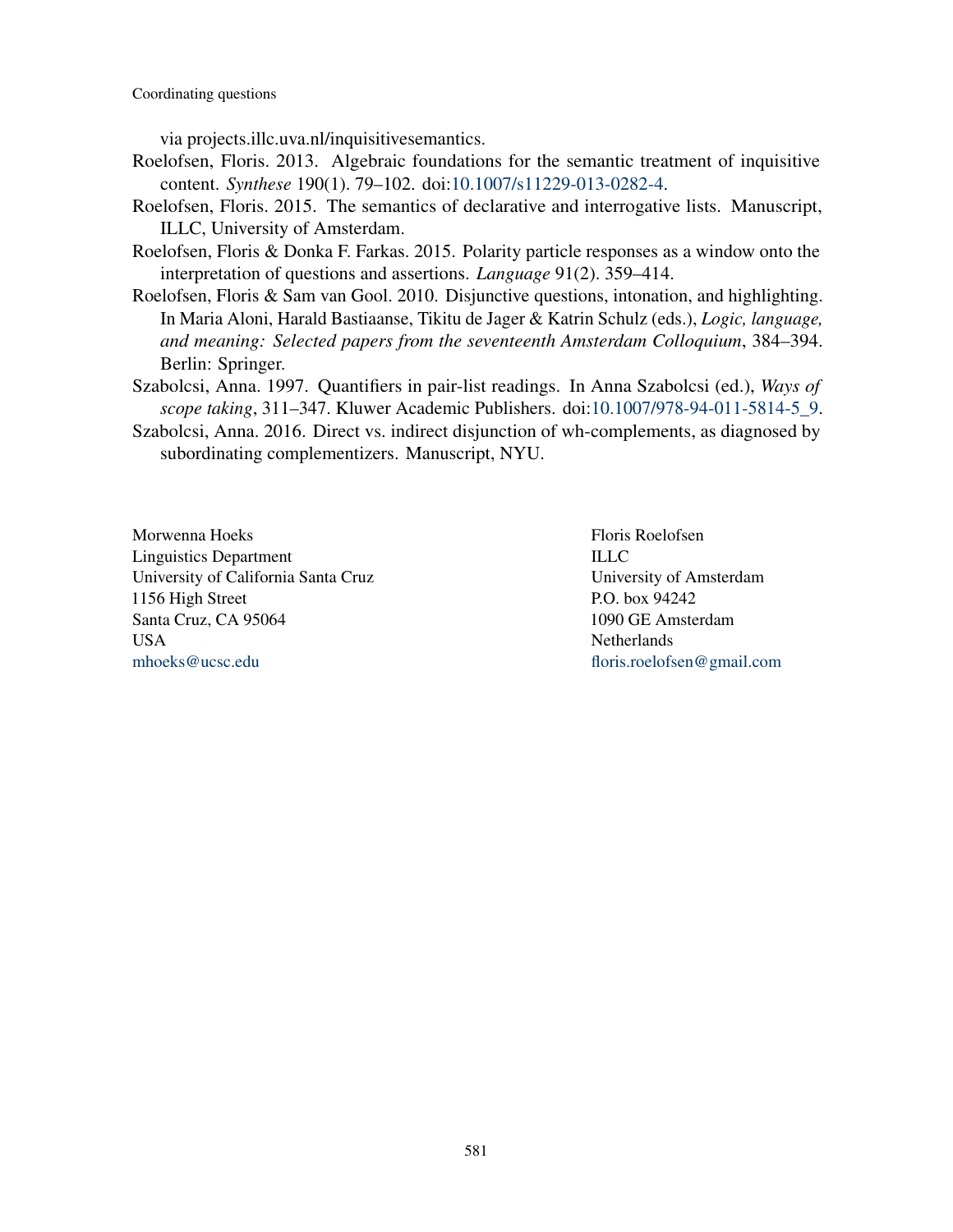via projects.illc.uva.nl/inquisitivesemantics.

Roelofsen, Floris. 2013. Algebraic foundations for the semantic treatment of inquisitive content. *Synthese* 190(1). 79–102. doi:10.1007/s11229-013-0282-4.

Roelofsen, Floris. 2015. The semantics of declarative and interrogative lists. Manuscript, ILLC, University of Amsterdam.

Roelofsen, Floris & Donka F. Farkas. 2015. Polarity particle responses as a window onto the interpretation of questions and assertions. *Language* 91(2). 359–414.

Roelofsen, Floris & Sam van Gool. 2010. Disjunctive questions, intonation, and highlighting. In Maria Aloni, Harald Bastiaanse, Tikitu de Jager & Katrin Schulz (eds.), *Logic, language, and meaning: Selected papers from the seventeenth Amsterdam Colloquium*, 384–394. Berlin: Springer.

Szabolcsi, Anna. 1997. Quantifiers in pair-list readings. In Anna Szabolcsi (ed.), *Ways of scope taking*, 311–347. Kluwer Academic Publishers. doi:10.1007/978-94-011-5814-5_9.

Szabolcsi, Anna. 2016. Direct vs. indirect disjunction of wh-complements, as diagnosed by subordinating complementizers. Manuscript, NYU.

Morwenna Hoeks
Linguistics Department
University of California Santa Cruz
1156 High Street
Santa Cruz, CA 95064
USA
mhoeks@ucsc.edu

Floris Roelofsen
ILLC
University of Amsterdam
P.O. box 94242
1090 GE Amsterdam
Netherlands
floris.roelofsen@gmail.com